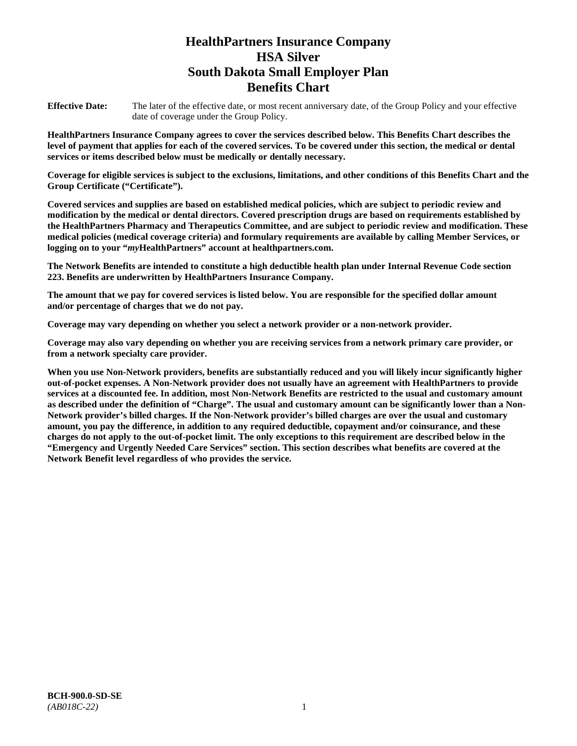# HealthPartners Insurance Company
# HSA Silver
# South Dakota Small Employer Plan
# Benefits Chart

**Effective Date:** The later of the effective date, or most recent anniversary date, of the Group Policy and your effective date of coverage under the Group Policy.

**HealthPartners Insurance Company agrees to cover the services described below. This Benefits Chart describes the level of payment that applies for each of the covered services. To be covered under this section, the medical or dental services or items described below must be medically or dentally necessary.**

**Coverage for eligible services is subject to the exclusions, limitations, and other conditions of this Benefits Chart and the Group Certificate ("Certificate").**

**Covered services and supplies are based on established medical policies, which are subject to periodic review and modification by the medical or dental directors. Covered prescription drugs are based on requirements established by the HealthPartners Pharmacy and Therapeutics Committee, and are subject to periodic review and modification. These medical policies (medical coverage criteria) and formulary requirements are available by calling Member Services, or logging on to your "*my*HealthPartners" account at healthpartners.com.**

**The Network Benefits are intended to constitute a high deductible health plan under Internal Revenue Code section 223. Benefits are underwritten by HealthPartners Insurance Company.**

**The amount that we pay for covered services is listed below. You are responsible for the specified dollar amount and/or percentage of charges that we do not pay.**

**Coverage may vary depending on whether you select a network provider or a non-network provider.**

**Coverage may also vary depending on whether you are receiving services from a network primary care provider, or from a network specialty care provider.**

**When you use Non-Network providers, benefits are substantially reduced and you will likely incur significantly higher out-of-pocket expenses. A Non-Network provider does not usually have an agreement with HealthPartners to provide services at a discounted fee. In addition, most Non-Network Benefits are restricted to the usual and customary amount as described under the definition of "Charge". The usual and customary amount can be significantly lower than a Non-Network provider's billed charges. If the Non-Network provider's billed charges are over the usual and customary amount, you pay the difference, in addition to any required deductible, copayment and/or coinsurance, and these charges do not apply to the out-of-pocket limit. The only exceptions to this requirement are described below in the "Emergency and Urgently Needed Care Services" section. This section describes what benefits are covered at the Network Benefit level regardless of who provides the service.**

**BCH-900.0-SD-SE**
*(AB018C-22)*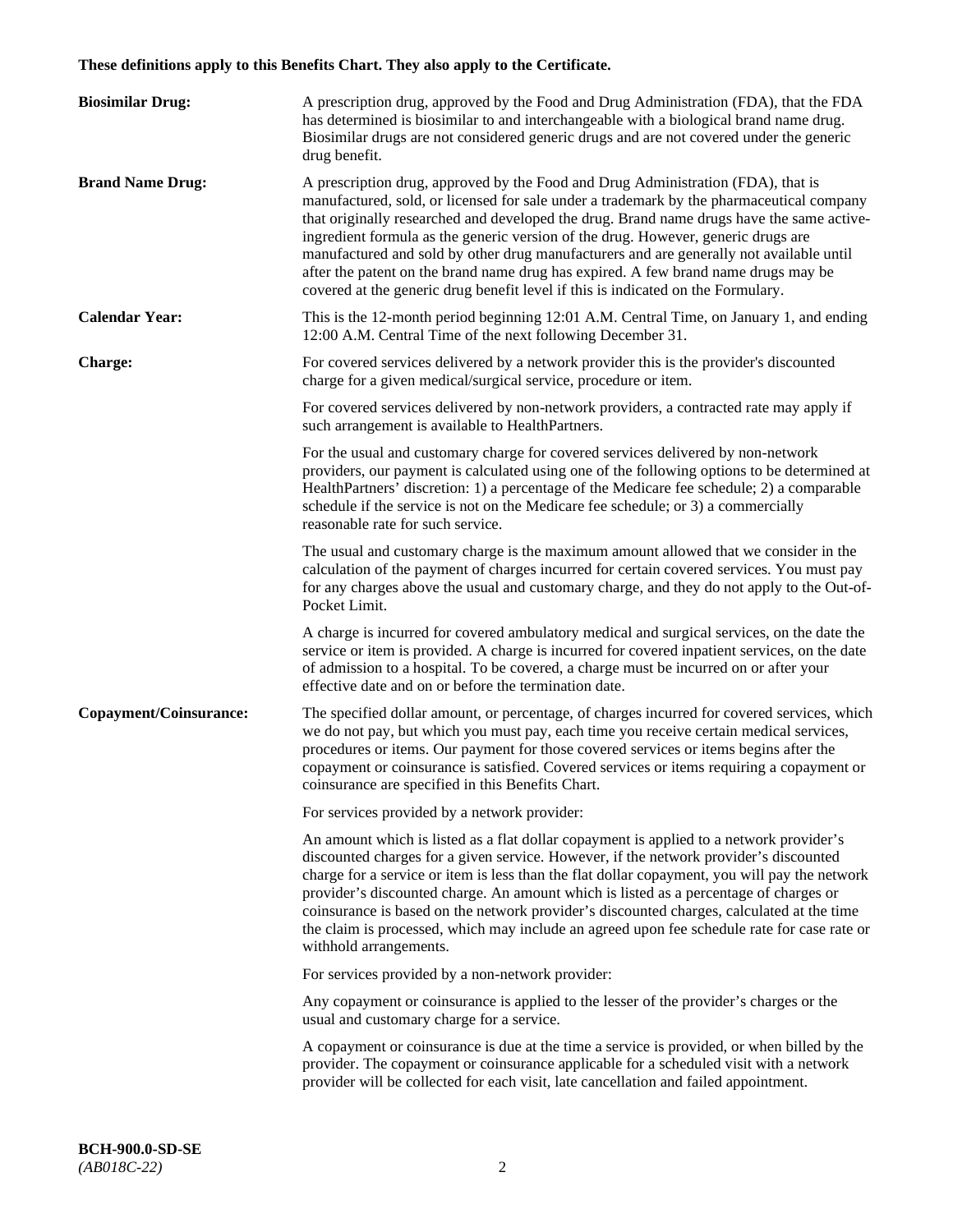**These definitions apply to this Benefits Chart. They also apply to the Certificate.**

**Biosimilar Drug:** A prescription drug, approved by the Food and Drug Administration (FDA), that the FDA has determined is biosimilar to and interchangeable with a biological brand name drug. Biosimilar drugs are not considered generic drugs and are not covered under the generic drug benefit.

**Brand Name Drug:** A prescription drug, approved by the Food and Drug Administration (FDA), that is manufactured, sold, or licensed for sale under a trademark by the pharmaceutical company that originally researched and developed the drug. Brand name drugs have the same active-ingredient formula as the generic version of the drug. However, generic drugs are manufactured and sold by other drug manufacturers and are generally not available until after the patent on the brand name drug has expired. A few brand name drugs may be covered at the generic drug benefit level if this is indicated on the Formulary.

**Calendar Year:** This is the 12-month period beginning 12:01 A.M. Central Time, on January 1, and ending 12:00 A.M. Central Time of the next following December 31.

**Charge:** For covered services delivered by a network provider this is the provider's discounted charge for a given medical/surgical service, procedure or item.

For covered services delivered by non-network providers, a contracted rate may apply if such arrangement is available to HealthPartners.

For the usual and customary charge for covered services delivered by non-network providers, our payment is calculated using one of the following options to be determined at HealthPartners' discretion: 1) a percentage of the Medicare fee schedule; 2) a comparable schedule if the service is not on the Medicare fee schedule; or 3) a commercially reasonable rate for such service.

The usual and customary charge is the maximum amount allowed that we consider in the calculation of the payment of charges incurred for certain covered services. You must pay for any charges above the usual and customary charge, and they do not apply to the Out-of-Pocket Limit.

A charge is incurred for covered ambulatory medical and surgical services, on the date the service or item is provided. A charge is incurred for covered inpatient services, on the date of admission to a hospital. To be covered, a charge must be incurred on or after your effective date and on or before the termination date.

**Copayment/Coinsurance:** The specified dollar amount, or percentage, of charges incurred for covered services, which we do not pay, but which you must pay, each time you receive certain medical services, procedures or items. Our payment for those covered services or items begins after the copayment or coinsurance is satisfied. Covered services or items requiring a copayment or coinsurance are specified in this Benefits Chart.

For services provided by a network provider:

An amount which is listed as a flat dollar copayment is applied to a network provider's discounted charges for a given service. However, if the network provider's discounted charge for a service or item is less than the flat dollar copayment, you will pay the network provider's discounted charge. An amount which is listed as a percentage of charges or coinsurance is based on the network provider's discounted charges, calculated at the time the claim is processed, which may include an agreed upon fee schedule rate for case rate or withhold arrangements.

For services provided by a non-network provider:

Any copayment or coinsurance is applied to the lesser of the provider's charges or the usual and customary charge for a service.

A copayment or coinsurance is due at the time a service is provided, or when billed by the provider. The copayment or coinsurance applicable for a scheduled visit with a network provider will be collected for each visit, late cancellation and failed appointment.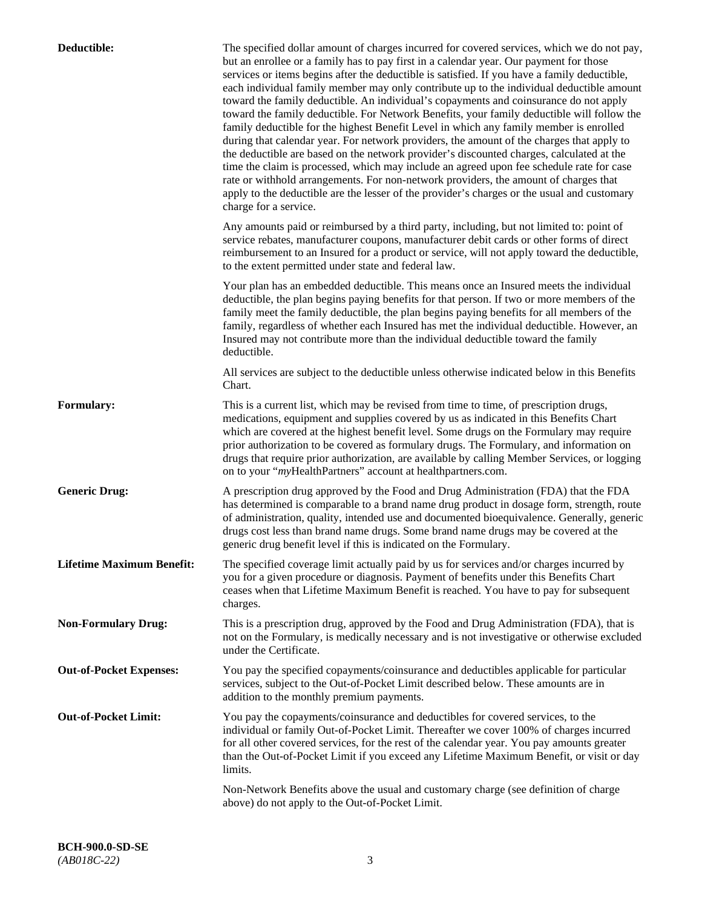**Deductible:** The specified dollar amount of charges incurred for covered services, which we do not pay, but an enrollee or a family has to pay first in a calendar year. Our payment for those services or items begins after the deductible is satisfied. If you have a family deductible, each individual family member may only contribute up to the individual deductible amount toward the family deductible. An individual's copayments and coinsurance do not apply toward the family deductible. For Network Benefits, your family deductible will follow the family deductible for the highest Benefit Level in which any family member is enrolled during that calendar year. For network providers, the amount of the charges that apply to the deductible are based on the network provider's discounted charges, calculated at the time the claim is processed, which may include an agreed upon fee schedule rate for case rate or withhold arrangements. For non-network providers, the amount of charges that apply to the deductible are the lesser of the provider's charges or the usual and customary charge for a service.

Any amounts paid or reimbursed by a third party, including, but not limited to: point of service rebates, manufacturer coupons, manufacturer debit cards or other forms of direct reimbursement to an Insured for a product or service, will not apply toward the deductible, to the extent permitted under state and federal law.

Your plan has an embedded deductible. This means once an Insured meets the individual deductible, the plan begins paying benefits for that person. If two or more members of the family meet the family deductible, the plan begins paying benefits for all members of the family, regardless of whether each Insured has met the individual deductible. However, an Insured may not contribute more than the individual deductible toward the family deductible.

All services are subject to the deductible unless otherwise indicated below in this Benefits Chart.

**Formulary:** This is a current list, which may be revised from time to time, of prescription drugs, medications, equipment and supplies covered by us as indicated in this Benefits Chart which are covered at the highest benefit level. Some drugs on the Formulary may require prior authorization to be covered as formulary drugs. The Formulary, and information on drugs that require prior authorization, are available by calling Member Services, or logging on to your "*my*HealthPartners" account at healthpartners.com.

**Generic Drug:** A prescription drug approved by the Food and Drug Administration (FDA) that the FDA has determined is comparable to a brand name drug product in dosage form, strength, route of administration, quality, intended use and documented bioequivalence. Generally, generic drugs cost less than brand name drugs. Some brand name drugs may be covered at the generic drug benefit level if this is indicated on the Formulary.

**Lifetime Maximum Benefit:** The specified coverage limit actually paid by us for services and/or charges incurred by you for a given procedure or diagnosis. Payment of benefits under this Benefits Chart ceases when that Lifetime Maximum Benefit is reached. You have to pay for subsequent charges.

**Non-Formulary Drug:** This is a prescription drug, approved by the Food and Drug Administration (FDA), that is not on the Formulary, is medically necessary and is not investigative or otherwise excluded under the Certificate.

**Out-of-Pocket Expenses:** You pay the specified copayments/coinsurance and deductibles applicable for particular services, subject to the Out-of-Pocket Limit described below. These amounts are in addition to the monthly premium payments.

**Out-of-Pocket Limit:** You pay the copayments/coinsurance and deductibles for covered services, to the individual or family Out-of-Pocket Limit. Thereafter we cover 100% of charges incurred for all other covered services, for the rest of the calendar year. You pay amounts greater than the Out-of-Pocket Limit if you exceed any Lifetime Maximum Benefit, or visit or day limits.

Non-Network Benefits above the usual and customary charge (see definition of charge above) do not apply to the Out-of-Pocket Limit.

**BCH-900.0-SD-SE**
*(AB018C-22)*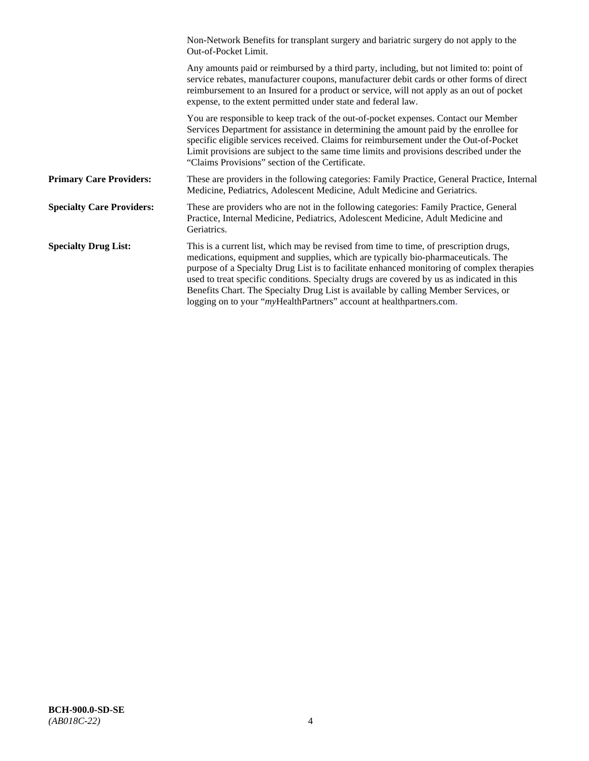Non-Network Benefits for transplant surgery and bariatric surgery do not apply to the Out-of-Pocket Limit.

Any amounts paid or reimbursed by a third party, including, but not limited to: point of service rebates, manufacturer coupons, manufacturer debit cards or other forms of direct reimbursement to an Insured for a product or service, will not apply as an out of pocket expense, to the extent permitted under state and federal law.

You are responsible to keep track of the out-of-pocket expenses. Contact our Member Services Department for assistance in determining the amount paid by the enrollee for specific eligible services received. Claims for reimbursement under the Out-of-Pocket Limit provisions are subject to the same time limits and provisions described under the "Claims Provisions" section of the Certificate.

**Primary Care Providers:** These are providers in the following categories: Family Practice, General Practice, Internal Medicine, Pediatrics, Adolescent Medicine, Adult Medicine and Geriatrics.

**Specialty Care Providers:** These are providers who are not in the following categories: Family Practice, General Practice, Internal Medicine, Pediatrics, Adolescent Medicine, Adult Medicine and Geriatrics.

**Specialty Drug List:** This is a current list, which may be revised from time to time, of prescription drugs, medications, equipment and supplies, which are typically bio-pharmaceuticals. The purpose of a Specialty Drug List is to facilitate enhanced monitoring of complex therapies used to treat specific conditions. Specialty drugs are covered by us as indicated in this Benefits Chart. The Specialty Drug List is available by calling Member Services, or logging on to your "*my*HealthPartners" account at healthpartners.com.

**BCH-900.0-SD-SE**
*(AB018C-22)*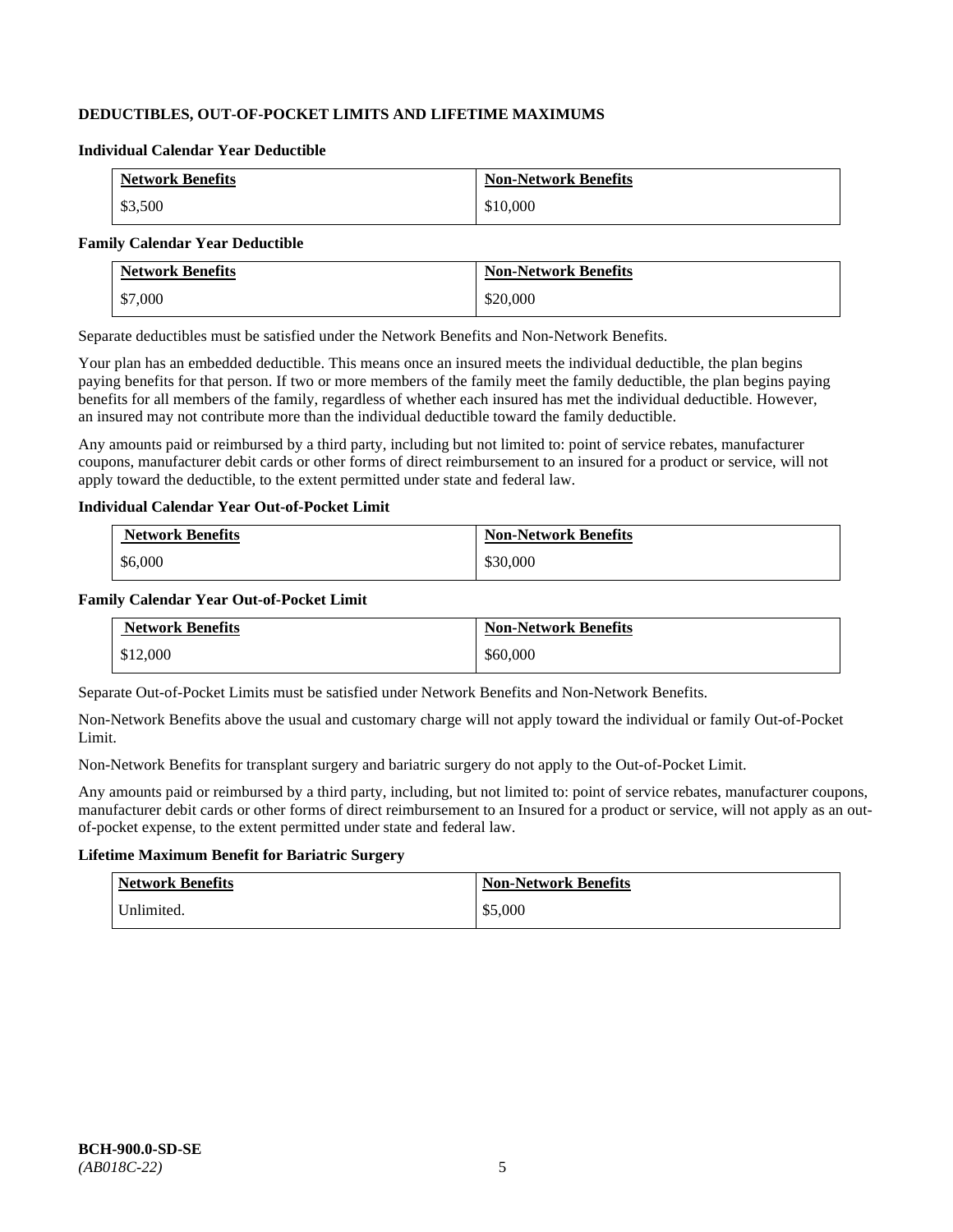## DEDUCTIBLES, OUT-OF-POCKET LIMITS AND LIFETIME MAXIMUMS

### Individual Calendar Year Deductible

| Network Benefits | Non-Network Benefits |
|---|---|
| $3,500 | $10,000 |

### Family Calendar Year Deductible

| Network Benefits | Non-Network Benefits |
|---|---|
| $7,000 | $20,000 |

Separate deductibles must be satisfied under the Network Benefits and Non-Network Benefits.

Your plan has an embedded deductible. This means once an insured meets the individual deductible, the plan begins paying benefits for that person. If two or more members of the family meet the family deductible, the plan begins paying benefits for all members of the family, regardless of whether each insured has met the individual deductible. However, an insured may not contribute more than the individual deductible toward the family deductible.

Any amounts paid or reimbursed by a third party, including but not limited to: point of service rebates, manufacturer coupons, manufacturer debit cards or other forms of direct reimbursement to an insured for a product or service, will not apply toward the deductible, to the extent permitted under state and federal law.

### Individual Calendar Year Out-of-Pocket Limit

| Network Benefits | Non-Network Benefits |
|---|---|
| $6,000 | $30,000 |

### Family Calendar Year Out-of-Pocket Limit

| Network Benefits | Non-Network Benefits |
|---|---|
| $12,000 | $60,000 |

Separate Out-of-Pocket Limits must be satisfied under Network Benefits and Non-Network Benefits.

Non-Network Benefits above the usual and customary charge will not apply toward the individual or family Out-of-Pocket Limit.

Non-Network Benefits for transplant surgery and bariatric surgery do not apply to the Out-of-Pocket Limit.

Any amounts paid or reimbursed by a third party, including, but not limited to: point of service rebates, manufacturer coupons, manufacturer debit cards or other forms of direct reimbursement to an Insured for a product or service, will not apply as an out-of-pocket expense, to the extent permitted under state and federal law.

### Lifetime Maximum Benefit for Bariatric Surgery

| Network Benefits | Non-Network Benefits |
|---|---|
| Unlimited. | $5,000 |

**BCH-900.0-SD-SE**
*(AB018C-22)*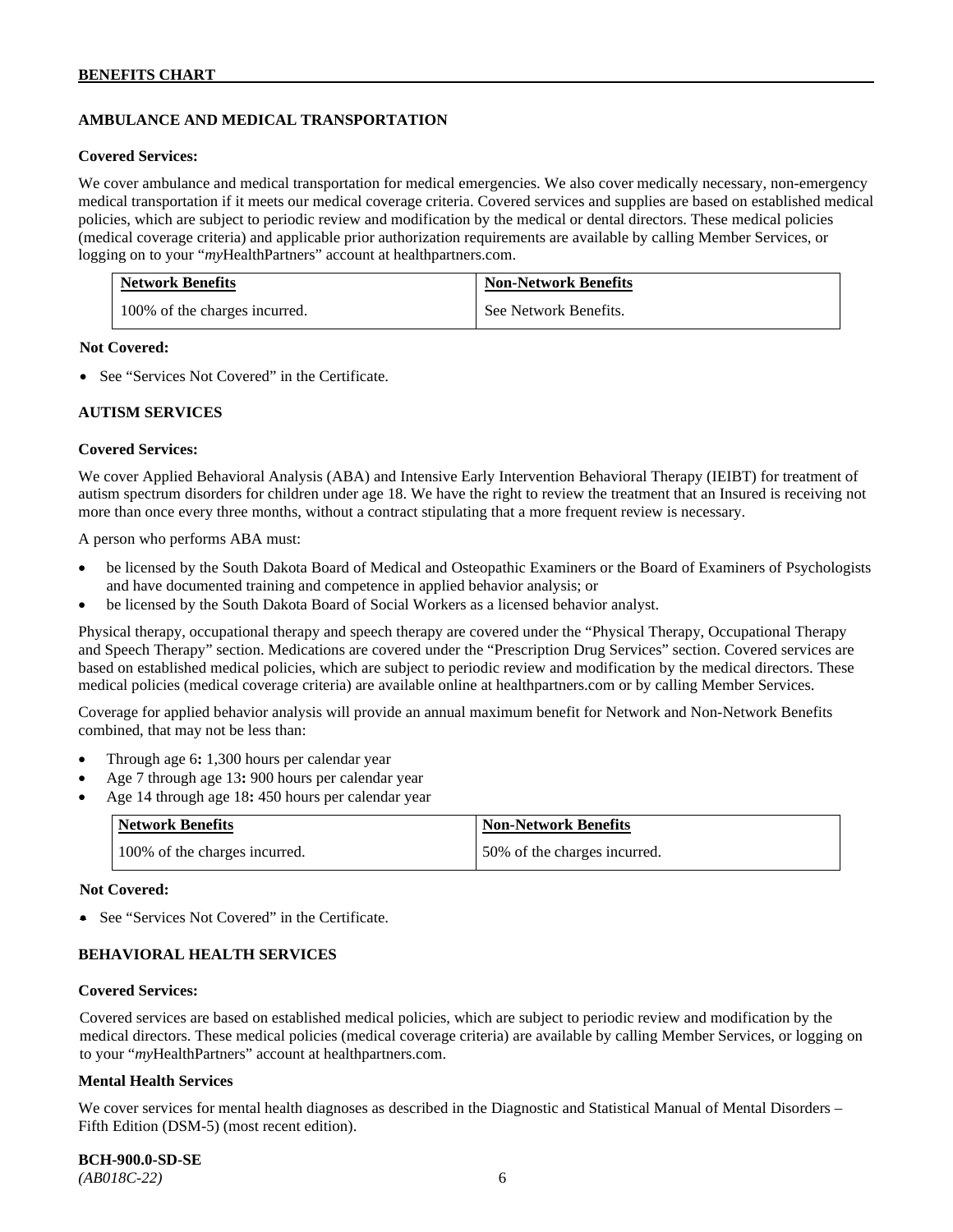## AMBULANCE AND MEDICAL TRANSPORTATION

**Covered Services:**

We cover ambulance and medical transportation for medical emergencies. We also cover medically necessary, non-emergency medical transportation if it meets our medical coverage criteria. Covered services and supplies are based on established medical policies, which are subject to periodic review and modification by the medical or dental directors. These medical policies (medical coverage criteria) and applicable prior authorization requirements are available by calling Member Services, or logging on to your "*my*HealthPartners" account at healthpartners.com.

| Network Benefits | Non-Network Benefits |
|---|---|
| 100% of the charges incurred. | See Network Benefits. |

**Not Covered:**

- See "Services Not Covered" in the Certificate.

## AUTISM SERVICES

**Covered Services:**

We cover Applied Behavioral Analysis (ABA) and Intensive Early Intervention Behavioral Therapy (IEIBT) for treatment of autism spectrum disorders for children under age 18. We have the right to review the treatment that an Insured is receiving not more than once every three months, without a contract stipulating that a more frequent review is necessary.

A person who performs ABA must:

- be licensed by the South Dakota Board of Medical and Osteopathic Examiners or the Board of Examiners of Psychologists and have documented training and competence in applied behavior analysis; or
- be licensed by the South Dakota Board of Social Workers as a licensed behavior analyst.

Physical therapy, occupational therapy and speech therapy are covered under the "Physical Therapy, Occupational Therapy and Speech Therapy" section. Medications are covered under the "Prescription Drug Services" section. Covered services are based on established medical policies, which are subject to periodic review and modification by the medical directors. These medical policies (medical coverage criteria) are available online at healthpartners.com or by calling Member Services.

Coverage for applied behavior analysis will provide an annual maximum benefit for Network and Non-Network Benefits combined, that may not be less than:

- Through age 6**:** 1,300 hours per calendar year
- Age 7 through age 13**:** 900 hours per calendar year
- Age 14 through age 18**:** 450 hours per calendar year

| Network Benefits | Non-Network Benefits |
|---|---|
| 100% of the charges incurred. | 50% of the charges incurred. |

**Not Covered:**

- See "Services Not Covered" in the Certificate.

## BEHAVIORAL HEALTH SERVICES

**Covered Services:**

Covered services are based on established medical policies, which are subject to periodic review and modification by the medical directors. These medical policies (medical coverage criteria) are available by calling Member Services, or logging on to your "*my*HealthPartners" account at healthpartners.com.

**Mental Health Services**

We cover services for mental health diagnoses as described in the Diagnostic and Statistical Manual of Mental Disorders – Fifth Edition (DSM-5) (most recent edition).

**BCH-900.0-SD-SE**
*(AB018C-22)*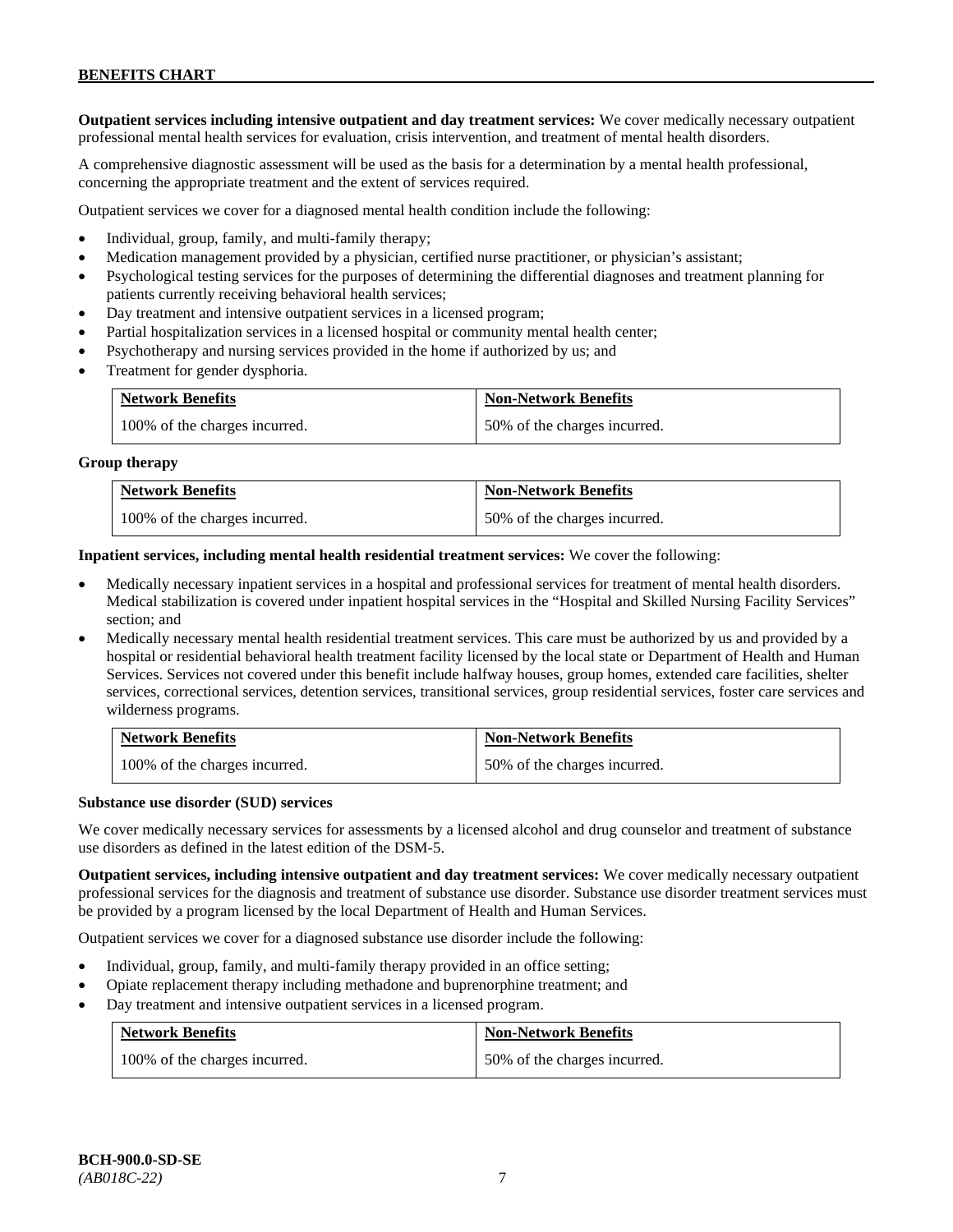**Outpatient services including intensive outpatient and day treatment services:** We cover medically necessary outpatient professional mental health services for evaluation, crisis intervention, and treatment of mental health disorders.

A comprehensive diagnostic assessment will be used as the basis for a determination by a mental health professional, concerning the appropriate treatment and the extent of services required.

Outpatient services we cover for a diagnosed mental health condition include the following:

- Individual, group, family, and multi-family therapy;
- Medication management provided by a physician, certified nurse practitioner, or physician's assistant;
- Psychological testing services for the purposes of determining the differential diagnoses and treatment planning for patients currently receiving behavioral health services;
- Day treatment and intensive outpatient services in a licensed program;
- Partial hospitalization services in a licensed hospital or community mental health center;
- Psychotherapy and nursing services provided in the home if authorized by us; and
- Treatment for gender dysphoria.

| Network Benefits | Non-Network Benefits |
|---|---|
| 100% of the charges incurred. | 50% of the charges incurred. |

**Group therapy**

| Network Benefits | Non-Network Benefits |
|---|---|
| 100% of the charges incurred. | 50% of the charges incurred. |

**Inpatient services, including mental health residential treatment services:** We cover the following:

- Medically necessary inpatient services in a hospital and professional services for treatment of mental health disorders. Medical stabilization is covered under inpatient hospital services in the "Hospital and Skilled Nursing Facility Services" section; and
- Medically necessary mental health residential treatment services. This care must be authorized by us and provided by a hospital or residential behavioral health treatment facility licensed by the local state or Department of Health and Human Services. Services not covered under this benefit include halfway houses, group homes, extended care facilities, shelter services, correctional services, detention services, transitional services, group residential services, foster care services and wilderness programs.

| Network Benefits | Non-Network Benefits |
|---|---|
| 100% of the charges incurred. | 50% of the charges incurred. |

**Substance use disorder (SUD) services**

We cover medically necessary services for assessments by a licensed alcohol and drug counselor and treatment of substance use disorders as defined in the latest edition of the DSM-5.

**Outpatient services, including intensive outpatient and day treatment services:** We cover medically necessary outpatient professional services for the diagnosis and treatment of substance use disorder. Substance use disorder treatment services must be provided by a program licensed by the local Department of Health and Human Services.

Outpatient services we cover for a diagnosed substance use disorder include the following:

- Individual, group, family, and multi-family therapy provided in an office setting;
- Opiate replacement therapy including methadone and buprenorphine treatment; and
- Day treatment and intensive outpatient services in a licensed program.

| Network Benefits | Non-Network Benefits |
|---|---|
| 100% of the charges incurred. | 50% of the charges incurred. |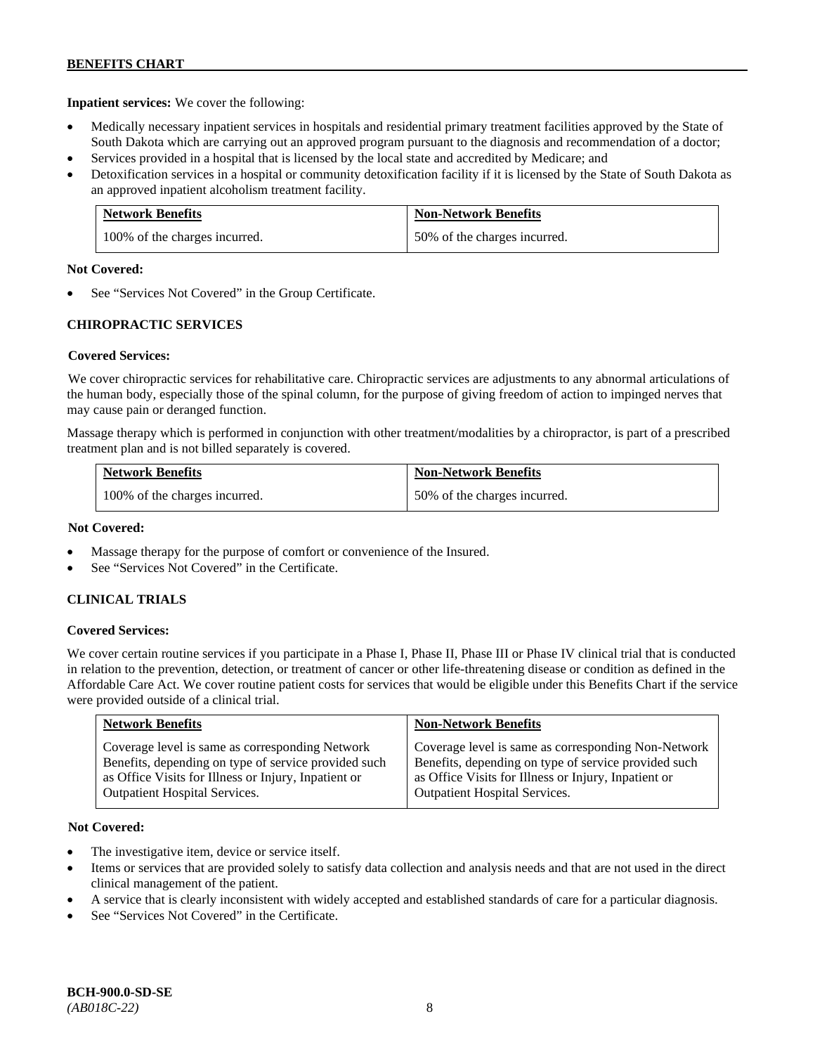**Inpatient services:** We cover the following:

- Medically necessary inpatient services in hospitals and residential primary treatment facilities approved by the State of South Dakota which are carrying out an approved program pursuant to the diagnosis and recommendation of a doctor;
- Services provided in a hospital that is licensed by the local state and accredited by Medicare; and
- Detoxification services in a hospital or community detoxification facility if it is licensed by the State of South Dakota as an approved inpatient alcoholism treatment facility.

| Network Benefits | Non-Network Benefits |
|---|---|
| 100% of the charges incurred. | 50% of the charges incurred. |

**Not Covered:**

- See "Services Not Covered" in the Group Certificate.

## CHIROPRACTIC SERVICES

**Covered Services:**

We cover chiropractic services for rehabilitative care. Chiropractic services are adjustments to any abnormal articulations of the human body, especially those of the spinal column, for the purpose of giving freedom of action to impinged nerves that may cause pain or deranged function.

Massage therapy which is performed in conjunction with other treatment/modalities by a chiropractor, is part of a prescribed treatment plan and is not billed separately is covered.

| Network Benefits | Non-Network Benefits |
|---|---|
| 100% of the charges incurred. | 50% of the charges incurred. |

**Not Covered:**

- Massage therapy for the purpose of comfort or convenience of the Insured.
- See "Services Not Covered" in the Certificate.

## CLINICAL TRIALS

**Covered Services:**

We cover certain routine services if you participate in a Phase I, Phase II, Phase III or Phase IV clinical trial that is conducted in relation to the prevention, detection, or treatment of cancer or other life-threatening disease or condition as defined in the Affordable Care Act. We cover routine patient costs for services that would be eligible under this Benefits Chart if the service were provided outside of a clinical trial.

| Network Benefits | Non-Network Benefits |
|---|---|
| Coverage level is same as corresponding Network Benefits, depending on type of service provided such as Office Visits for Illness or Injury, Inpatient or Outpatient Hospital Services. | Coverage level is same as corresponding Non-Network Benefits, depending on type of service provided such as Office Visits for Illness or Injury, Inpatient or Outpatient Hospital Services. |

**Not Covered:**

- The investigative item, device or service itself.
- Items or services that are provided solely to satisfy data collection and analysis needs and that are not used in the direct clinical management of the patient.
- A service that is clearly inconsistent with widely accepted and established standards of care for a particular diagnosis.
- See "Services Not Covered" in the Certificate.

**BCH-900.0-SD-SE**
*(AB018C-22)*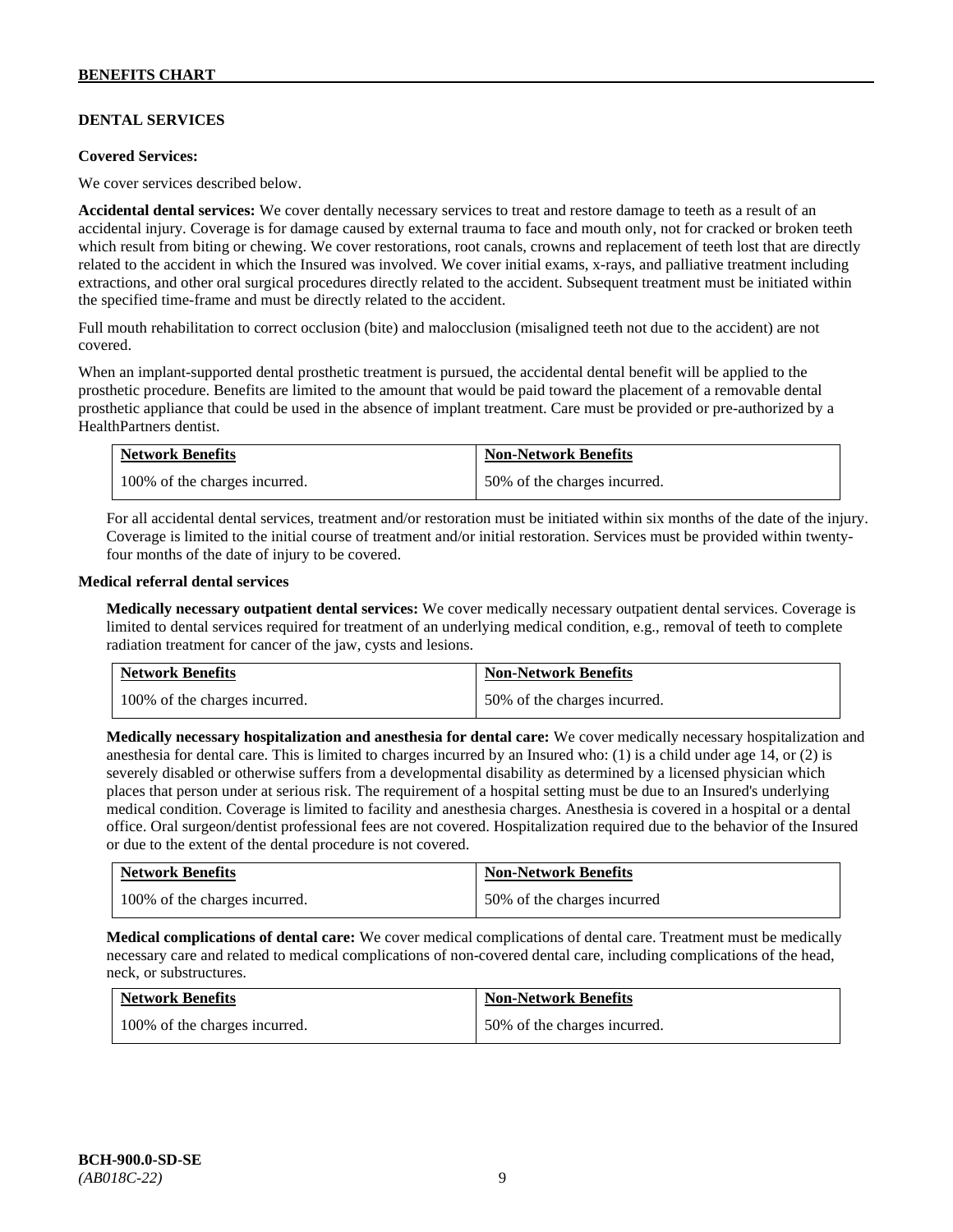## DENTAL SERVICES

**Covered Services:**

We cover services described below.

**Accidental dental services:** We cover dentally necessary services to treat and restore damage to teeth as a result of an accidental injury. Coverage is for damage caused by external trauma to face and mouth only, not for cracked or broken teeth which result from biting or chewing. We cover restorations, root canals, crowns and replacement of teeth lost that are directly related to the accident in which the Insured was involved. We cover initial exams, x-rays, and palliative treatment including extractions, and other oral surgical procedures directly related to the accident. Subsequent treatment must be initiated within the specified time-frame and must be directly related to the accident.

Full mouth rehabilitation to correct occlusion (bite) and malocclusion (misaligned teeth not due to the accident) are not covered.

When an implant-supported dental prosthetic treatment is pursued, the accidental dental benefit will be applied to the prosthetic procedure. Benefits are limited to the amount that would be paid toward the placement of a removable dental prosthetic appliance that could be used in the absence of implant treatment. Care must be provided or pre-authorized by a HealthPartners dentist.

| Network Benefits | Non-Network Benefits |
|---|---|
| 100% of the charges incurred. | 50% of the charges incurred. |

For all accidental dental services, treatment and/or restoration must be initiated within six months of the date of the injury. Coverage is limited to the initial course of treatment and/or initial restoration. Services must be provided within twenty-four months of the date of injury to be covered.

**Medical referral dental services**

**Medically necessary outpatient dental services:** We cover medically necessary outpatient dental services. Coverage is limited to dental services required for treatment of an underlying medical condition, e.g., removal of teeth to complete radiation treatment for cancer of the jaw, cysts and lesions.

| Network Benefits | Non-Network Benefits |
|---|---|
| 100% of the charges incurred. | 50% of the charges incurred. |

**Medically necessary hospitalization and anesthesia for dental care:** We cover medically necessary hospitalization and anesthesia for dental care. This is limited to charges incurred by an Insured who: (1) is a child under age 14, or (2) is severely disabled or otherwise suffers from a developmental disability as determined by a licensed physician which places that person under at serious risk. The requirement of a hospital setting must be due to an Insured's underlying medical condition. Coverage is limited to facility and anesthesia charges. Anesthesia is covered in a hospital or a dental office. Oral surgeon/dentist professional fees are not covered. Hospitalization required due to the behavior of the Insured or due to the extent of the dental procedure is not covered.

| Network Benefits | Non-Network Benefits |
|---|---|
| 100% of the charges incurred. | 50% of the charges incurred |

**Medical complications of dental care:** We cover medical complications of dental care. Treatment must be medically necessary care and related to medical complications of non-covered dental care, including complications of the head, neck, or substructures.

| Network Benefits | Non-Network Benefits |
|---|---|
| 100% of the charges incurred. | 50% of the charges incurred. |

**BCH-900.0-SD-SE**
*(AB018C-22)*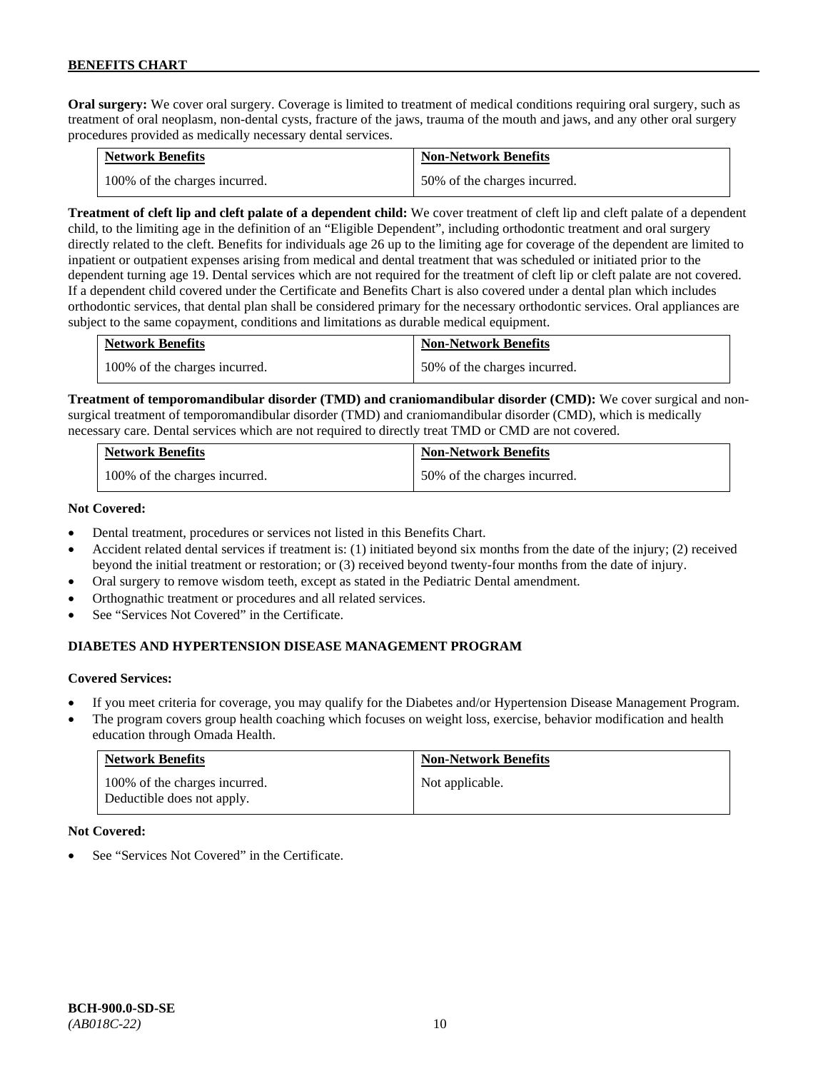**Oral surgery:** We cover oral surgery. Coverage is limited to treatment of medical conditions requiring oral surgery, such as treatment of oral neoplasm, non-dental cysts, fracture of the jaws, trauma of the mouth and jaws, and any other oral surgery procedures provided as medically necessary dental services.

| Network Benefits | Non-Network Benefits |
| --- | --- |
| 100% of the charges incurred. | 50% of the charges incurred. |

**Treatment of cleft lip and cleft palate of a dependent child:** We cover treatment of cleft lip and cleft palate of a dependent child, to the limiting age in the definition of an "Eligible Dependent", including orthodontic treatment and oral surgery directly related to the cleft. Benefits for individuals age 26 up to the limiting age for coverage of the dependent are limited to inpatient or outpatient expenses arising from medical and dental treatment that was scheduled or initiated prior to the dependent turning age 19. Dental services which are not required for the treatment of cleft lip or cleft palate are not covered. If a dependent child covered under the Certificate and Benefits Chart is also covered under a dental plan which includes orthodontic services, that dental plan shall be considered primary for the necessary orthodontic services. Oral appliances are subject to the same copayment, conditions and limitations as durable medical equipment.

| Network Benefits | Non-Network Benefits |
| --- | --- |
| 100% of the charges incurred. | 50% of the charges incurred. |

**Treatment of temporomandibular disorder (TMD) and craniomandibular disorder (CMD):** We cover surgical and non-surgical treatment of temporomandibular disorder (TMD) and craniomandibular disorder (CMD), which is medically necessary care. Dental services which are not required to directly treat TMD or CMD are not covered.

| Network Benefits | Non-Network Benefits |
| --- | --- |
| 100% of the charges incurred. | 50% of the charges incurred. |

**Not Covered:**

- Dental treatment, procedures or services not listed in this Benefits Chart.
- Accident related dental services if treatment is: (1) initiated beyond six months from the date of the injury; (2) received beyond the initial treatment or restoration; or (3) received beyond twenty-four months from the date of injury.
- Oral surgery to remove wisdom teeth, except as stated in the Pediatric Dental amendment.
- Orthognathic treatment or procedures and all related services.
- See "Services Not Covered" in the Certificate.

## DIABETES AND HYPERTENSION DISEASE MANAGEMENT PROGRAM

**Covered Services:**

- If you meet criteria for coverage, you may qualify for the Diabetes and/or Hypertension Disease Management Program.
- The program covers group health coaching which focuses on weight loss, exercise, behavior modification and health education through Omada Health.

| Network Benefits | Non-Network Benefits |
| --- | --- |
| 100% of the charges incurred. Deductible does not apply. | Not applicable. |

**Not Covered:**

- See "Services Not Covered" in the Certificate.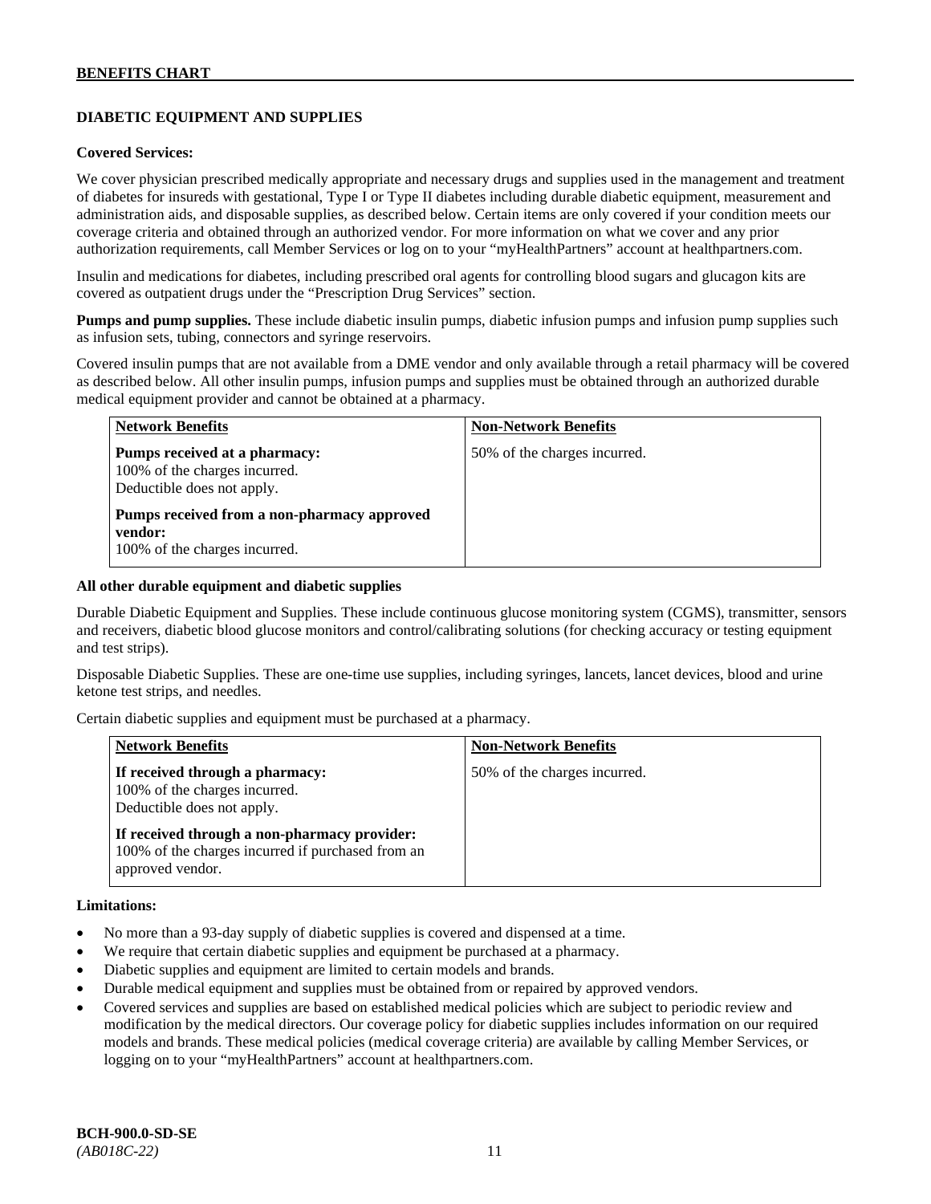## DIABETIC EQUIPMENT AND SUPPLIES

**Covered Services:**

We cover physician prescribed medically appropriate and necessary drugs and supplies used in the management and treatment of diabetes for insureds with gestational, Type I or Type II diabetes including durable diabetic equipment, measurement and administration aids, and disposable supplies, as described below. Certain items are only covered if your condition meets our coverage criteria and obtained through an authorized vendor. For more information on what we cover and any prior authorization requirements, call Member Services or log on to your "myHealthPartners" account at healthpartners.com.

Insulin and medications for diabetes, including prescribed oral agents for controlling blood sugars and glucagon kits are covered as outpatient drugs under the "Prescription Drug Services" section.

**Pumps and pump supplies.** These include diabetic insulin pumps, diabetic infusion pumps and infusion pump supplies such as infusion sets, tubing, connectors and syringe reservoirs.

Covered insulin pumps that are not available from a DME vendor and only available through a retail pharmacy will be covered as described below. All other insulin pumps, infusion pumps and supplies must be obtained through an authorized durable medical equipment provider and cannot be obtained at a pharmacy.

| Network Benefits | Non-Network Benefits |
|---|---|
| **Pumps received at a pharmacy:**<br>100% of the charges incurred.<br>Deductible does not apply.<br><br>**Pumps received from a non-pharmacy approved vendor:**<br>100% of the charges incurred. | 50% of the charges incurred. |

**All other durable equipment and diabetic supplies**

Durable Diabetic Equipment and Supplies. These include continuous glucose monitoring system (CGMS), transmitter, sensors and receivers, diabetic blood glucose monitors and control/calibrating solutions (for checking accuracy or testing equipment and test strips).

Disposable Diabetic Supplies. These are one-time use supplies, including syringes, lancets, lancet devices, blood and urine ketone test strips, and needles.

Certain diabetic supplies and equipment must be purchased at a pharmacy.

| Network Benefits | Non-Network Benefits |
|---|---|
| **If received through a pharmacy:**<br>100% of the charges incurred.<br>Deductible does not apply.<br><br>**If received through a non-pharmacy provider:**<br>100% of the charges incurred if purchased from an approved vendor. | 50% of the charges incurred. |

**Limitations:**

- No more than a 93-day supply of diabetic supplies is covered and dispensed at a time.
- We require that certain diabetic supplies and equipment be purchased at a pharmacy.
- Diabetic supplies and equipment are limited to certain models and brands.
- Durable medical equipment and supplies must be obtained from or repaired by approved vendors.
- Covered services and supplies are based on established medical policies which are subject to periodic review and modification by the medical directors. Our coverage policy for diabetic supplies includes information on our required models and brands. These medical policies (medical coverage criteria) are available by calling Member Services, or logging on to your "myHealthPartners" account at healthpartners.com.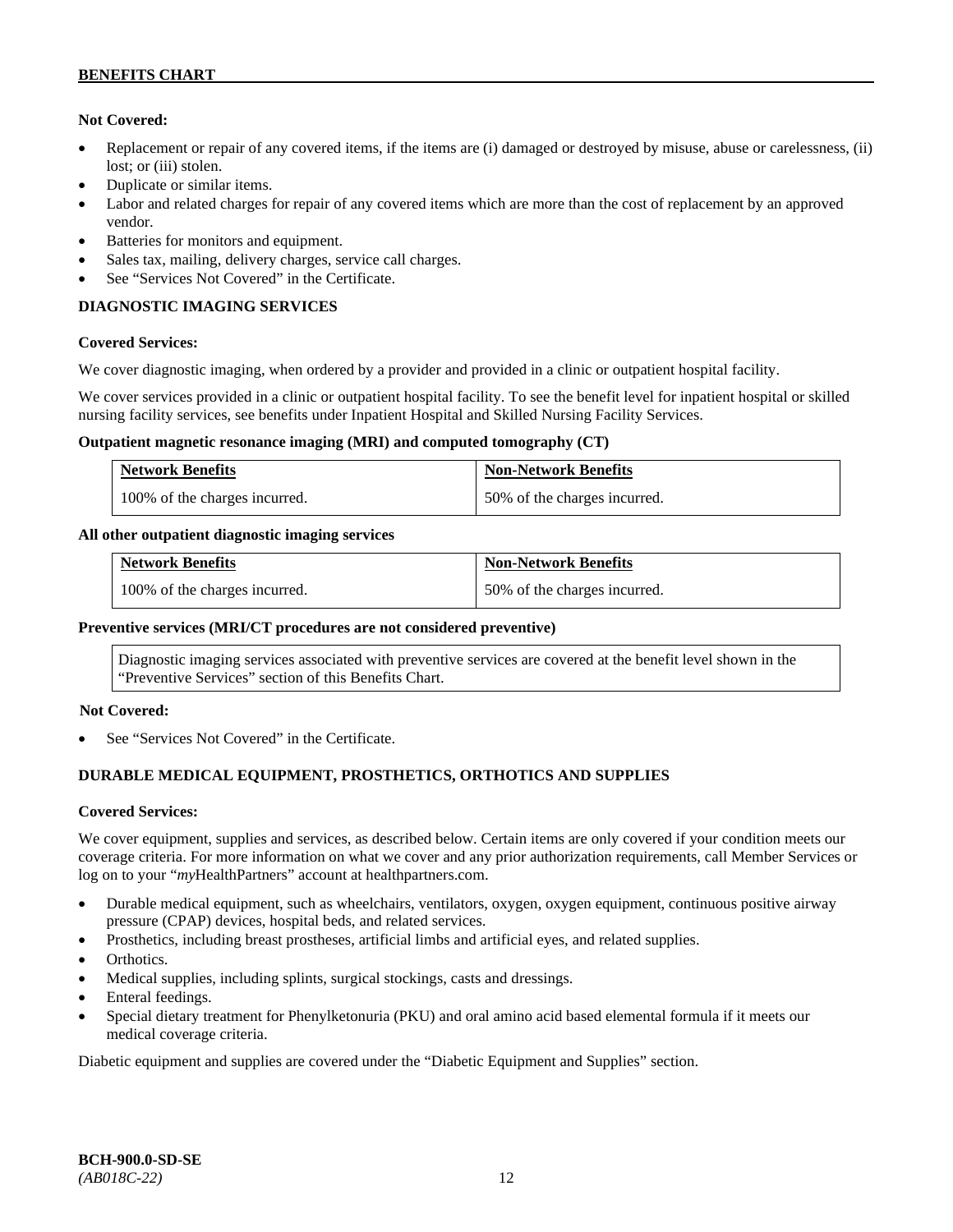**Not Covered:**

- Replacement or repair of any covered items, if the items are (i) damaged or destroyed by misuse, abuse or carelessness, (ii) lost; or (iii) stolen.
- Duplicate or similar items.
- Labor and related charges for repair of any covered items which are more than the cost of replacement by an approved vendor.
- Batteries for monitors and equipment.
- Sales tax, mailing, delivery charges, service call charges.
- See "Services Not Covered" in the Certificate.

## DIAGNOSTIC IMAGING SERVICES

**Covered Services:**

We cover diagnostic imaging, when ordered by a provider and provided in a clinic or outpatient hospital facility.

We cover services provided in a clinic or outpatient hospital facility. To see the benefit level for inpatient hospital or skilled nursing facility services, see benefits under Inpatient Hospital and Skilled Nursing Facility Services.

**Outpatient magnetic resonance imaging (MRI) and computed tomography (CT)**

| Network Benefits | Non-Network Benefits |
| --- | --- |
| 100% of the charges incurred. | 50% of the charges incurred. |

**All other outpatient diagnostic imaging services**

| Network Benefits | Non-Network Benefits |
| --- | --- |
| 100% of the charges incurred. | 50% of the charges incurred. |

**Preventive services (MRI/CT procedures are not considered preventive)**

Diagnostic imaging services associated with preventive services are covered at the benefit level shown in the "Preventive Services" section of this Benefits Chart.

**Not Covered:**

- See "Services Not Covered" in the Certificate.

## DURABLE MEDICAL EQUIPMENT, PROSTHETICS, ORTHOTICS AND SUPPLIES

**Covered Services:**

We cover equipment, supplies and services, as described below. Certain items are only covered if your condition meets our coverage criteria. For more information on what we cover and any prior authorization requirements, call Member Services or log on to your "*my*HealthPartners" account at healthpartners.com.

- Durable medical equipment, such as wheelchairs, ventilators, oxygen, oxygen equipment, continuous positive airway pressure (CPAP) devices, hospital beds, and related services.
- Prosthetics, including breast prostheses, artificial limbs and artificial eyes, and related supplies.
- Orthotics.
- Medical supplies, including splints, surgical stockings, casts and dressings.
- Enteral feedings.
- Special dietary treatment for Phenylketonuria (PKU) and oral amino acid based elemental formula if it meets our medical coverage criteria.

Diabetic equipment and supplies are covered under the "Diabetic Equipment and Supplies" section.

**BCH-900.0-SD-SE**
*(AB018C-22)*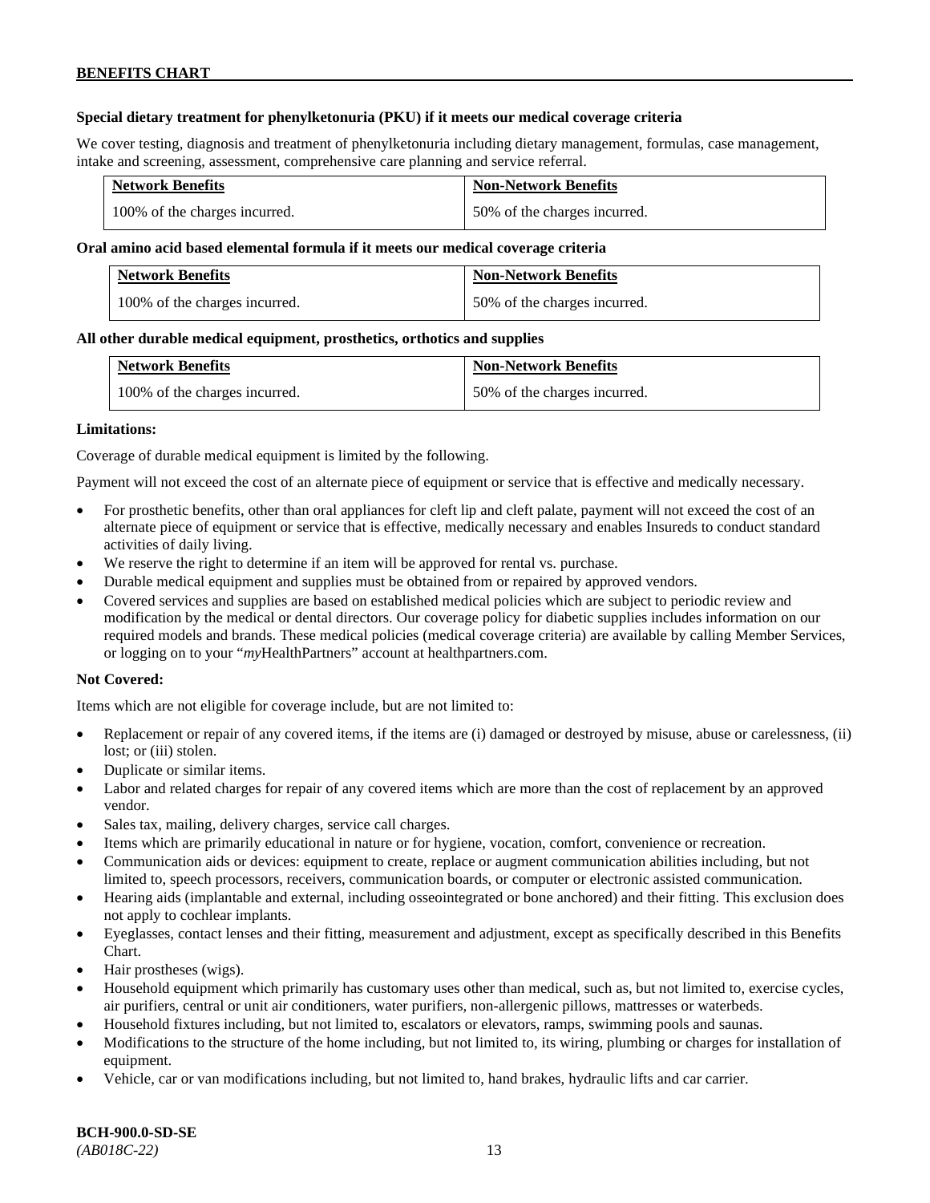**Special dietary treatment for phenylketonuria (PKU) if it meets our medical coverage criteria**

We cover testing, diagnosis and treatment of phenylketonuria including dietary management, formulas, case management, intake and screening, assessment, comprehensive care planning and service referral.

| Network Benefits | Non-Network Benefits |
|---|---|
| 100% of the charges incurred. | 50% of the charges incurred. |

**Oral amino acid based elemental formula if it meets our medical coverage criteria**

| Network Benefits | Non-Network Benefits |
|---|---|
| 100% of the charges incurred. | 50% of the charges incurred. |

**All other durable medical equipment, prosthetics, orthotics and supplies**

| Network Benefits | Non-Network Benefits |
|---|---|
| 100% of the charges incurred. | 50% of the charges incurred. |

**Limitations:**

Coverage of durable medical equipment is limited by the following.

Payment will not exceed the cost of an alternate piece of equipment or service that is effective and medically necessary.

- For prosthetic benefits, other than oral appliances for cleft lip and cleft palate, payment will not exceed the cost of an alternate piece of equipment or service that is effective, medically necessary and enables Insureds to conduct standard activities of daily living.
- We reserve the right to determine if an item will be approved for rental vs. purchase.
- Durable medical equipment and supplies must be obtained from or repaired by approved vendors.
- Covered services and supplies are based on established medical policies which are subject to periodic review and modification by the medical or dental directors. Our coverage policy for diabetic supplies includes information on our required models and brands. These medical policies (medical coverage criteria) are available by calling Member Services, or logging on to your "*my*HealthPartners" account at healthpartners.com.

**Not Covered:**

Items which are not eligible for coverage include, but are not limited to:

- Replacement or repair of any covered items, if the items are (i) damaged or destroyed by misuse, abuse or carelessness, (ii) lost; or (iii) stolen.
- Duplicate or similar items.
- Labor and related charges for repair of any covered items which are more than the cost of replacement by an approved vendor.
- Sales tax, mailing, delivery charges, service call charges.
- Items which are primarily educational in nature or for hygiene, vocation, comfort, convenience or recreation.
- Communication aids or devices: equipment to create, replace or augment communication abilities including, but not limited to, speech processors, receivers, communication boards, or computer or electronic assisted communication.
- Hearing aids (implantable and external, including osseointegrated or bone anchored) and their fitting. This exclusion does not apply to cochlear implants.
- Eyeglasses, contact lenses and their fitting, measurement and adjustment, except as specifically described in this Benefits Chart.
- Hair prostheses (wigs).
- Household equipment which primarily has customary uses other than medical, such as, but not limited to, exercise cycles, air purifiers, central or unit air conditioners, water purifiers, non-allergenic pillows, mattresses or waterbeds.
- Household fixtures including, but not limited to, escalators or elevators, ramps, swimming pools and saunas.
- Modifications to the structure of the home including, but not limited to, its wiring, plumbing or charges for installation of equipment.
- Vehicle, car or van modifications including, but not limited to, hand brakes, hydraulic lifts and car carrier.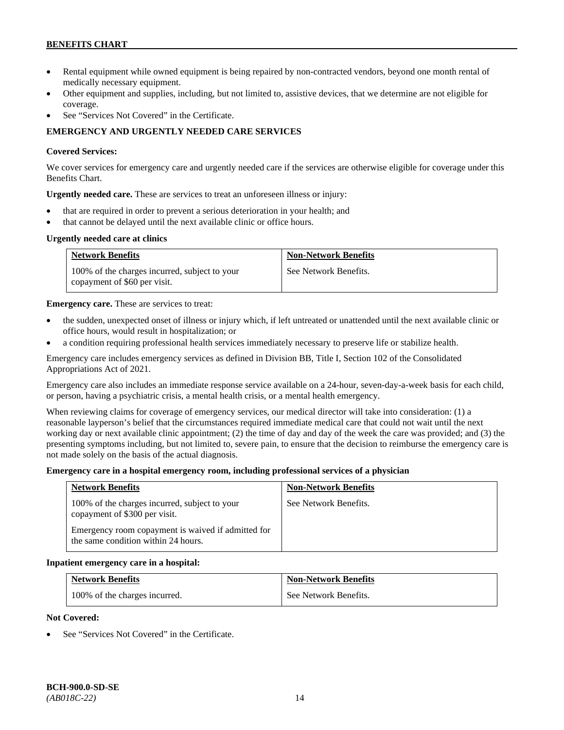- Rental equipment while owned equipment is being repaired by non-contracted vendors, beyond one month rental of medically necessary equipment.
- Other equipment and supplies, including, but not limited to, assistive devices, that we determine are not eligible for coverage.
- See "Services Not Covered" in the Certificate.

## EMERGENCY AND URGENTLY NEEDED CARE SERVICES

**Covered Services:**

We cover services for emergency care and urgently needed care if the services are otherwise eligible for coverage under this Benefits Chart.

**Urgently needed care.** These are services to treat an unforeseen illness or injury:

- that are required in order to prevent a serious deterioration in your health; and
- that cannot be delayed until the next available clinic or office hours.

**Urgently needed care at clinics**

| Network Benefits | Non-Network Benefits |
|---|---|
| 100% of the charges incurred, subject to your copayment of $60 per visit. | See Network Benefits. |

**Emergency care.** These are services to treat:

- the sudden, unexpected onset of illness or injury which, if left untreated or unattended until the next available clinic or office hours, would result in hospitalization; or
- a condition requiring professional health services immediately necessary to preserve life or stabilize health.

Emergency care includes emergency services as defined in Division BB, Title I, Section 102 of the Consolidated Appropriations Act of 2021.

Emergency care also includes an immediate response service available on a 24-hour, seven-day-a-week basis for each child, or person, having a psychiatric crisis, a mental health crisis, or a mental health emergency.

When reviewing claims for coverage of emergency services, our medical director will take into consideration: (1) a reasonable layperson's belief that the circumstances required immediate medical care that could not wait until the next working day or next available clinic appointment; (2) the time of day and day of the week the care was provided; and (3) the presenting symptoms including, but not limited to, severe pain, to ensure that the decision to reimburse the emergency care is not made solely on the basis of the actual diagnosis.

**Emergency care in a hospital emergency room, including professional services of a physician**

| Network Benefits | Non-Network Benefits |
|---|---|
| 100% of the charges incurred, subject to your copayment of $300 per visit.<br><br>Emergency room copayment is waived if admitted for the same condition within 24 hours. | See Network Benefits. |

**Inpatient emergency care in a hospital:**

| Network Benefits | Non-Network Benefits |
|---|---|
| 100% of the charges incurred. | See Network Benefits. |

**Not Covered:**

- See "Services Not Covered" in the Certificate.

BCH-900.0-SD-SE
*(AB018C-22)*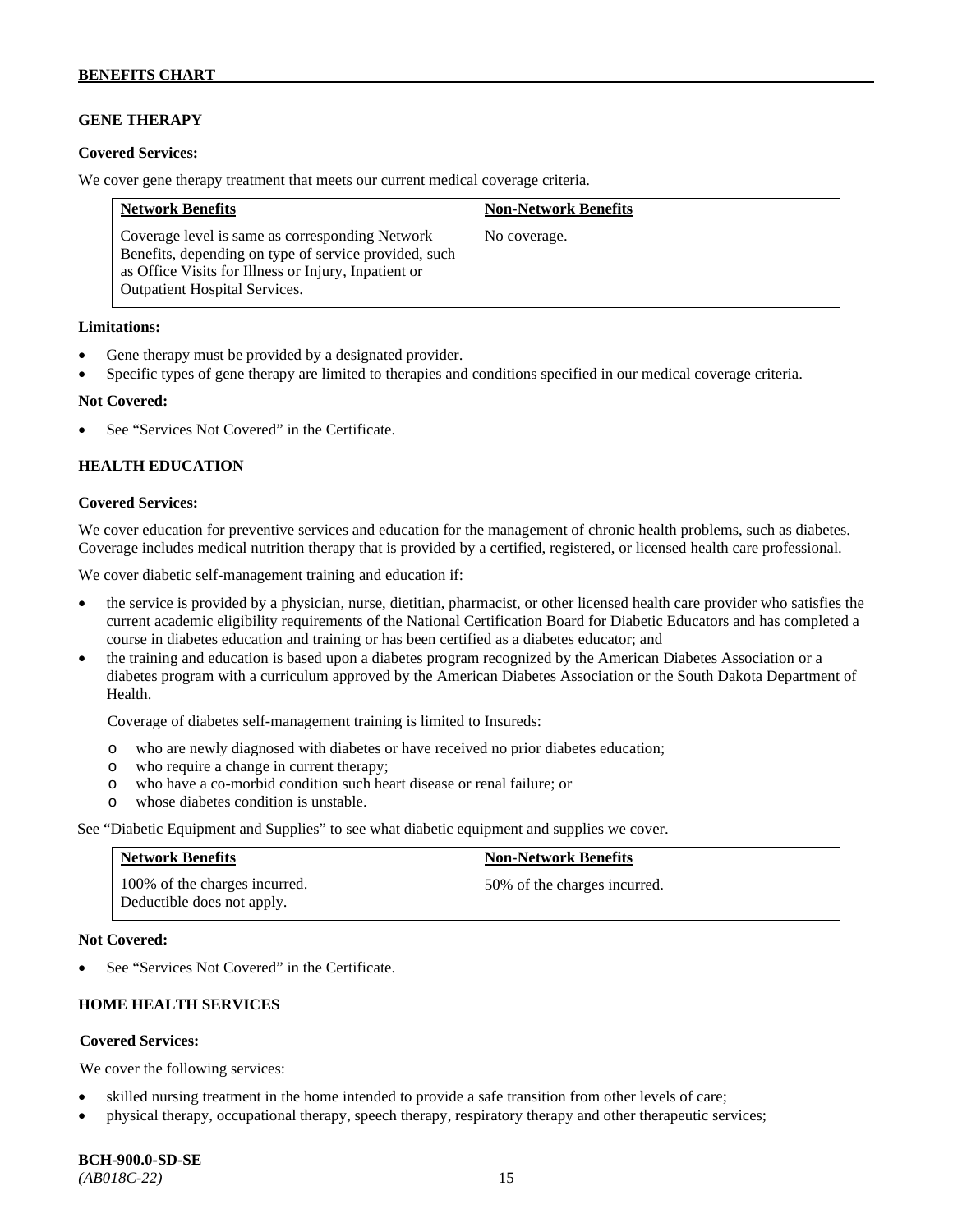## GENE THERAPY

**Covered Services:**

We cover gene therapy treatment that meets our current medical coverage criteria.

| Network Benefits | Non-Network Benefits |
|---|---|
| Coverage level is same as corresponding Network Benefits, depending on type of service provided, such as Office Visits for Illness or Injury, Inpatient or Outpatient Hospital Services. | No coverage. |

**Limitations:**

- Gene therapy must be provided by a designated provider.
- Specific types of gene therapy are limited to therapies and conditions specified in our medical coverage criteria.

**Not Covered:**

- See "Services Not Covered" in the Certificate.

## HEALTH EDUCATION

**Covered Services:**

We cover education for preventive services and education for the management of chronic health problems, such as diabetes. Coverage includes medical nutrition therapy that is provided by a certified, registered, or licensed health care professional.

We cover diabetic self-management training and education if:

- the service is provided by a physician, nurse, dietitian, pharmacist, or other licensed health care provider who satisfies the current academic eligibility requirements of the National Certification Board for Diabetic Educators and has completed a course in diabetes education and training or has been certified as a diabetes educator; and
- the training and education is based upon a diabetes program recognized by the American Diabetes Association or a diabetes program with a curriculum approved by the American Diabetes Association or the South Dakota Department of Health.

  Coverage of diabetes self-management training is limited to Insureds:

  - who are newly diagnosed with diabetes or have received no prior diabetes education;
  - who require a change in current therapy;
  - who have a co-morbid condition such heart disease or renal failure; or
  - whose diabetes condition is unstable.

See "Diabetic Equipment and Supplies" to see what diabetic equipment and supplies we cover.

| Network Benefits | Non-Network Benefits |
|---|---|
| 100% of the charges incurred. Deductible does not apply. | 50% of the charges incurred. |

**Not Covered:**

- See "Services Not Covered" in the Certificate.

## HOME HEALTH SERVICES

**Covered Services:**

We cover the following services:

- skilled nursing treatment in the home intended to provide a safe transition from other levels of care;
- physical therapy, occupational therapy, speech therapy, respiratory therapy and other therapeutic services;

**BCH-900.0-SD-SE**
*(AB018C-22)*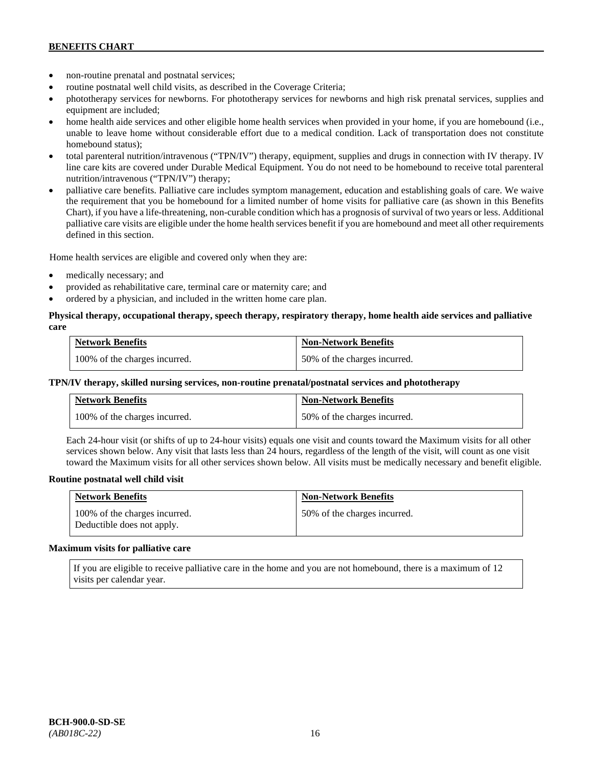- non-routine prenatal and postnatal services;
- routine postnatal well child visits, as described in the Coverage Criteria;
- phototherapy services for newborns. For phototherapy services for newborns and high risk prenatal services, supplies and equipment are included;
- home health aide services and other eligible home health services when provided in your home, if you are homebound (i.e., unable to leave home without considerable effort due to a medical condition. Lack of transportation does not constitute homebound status);
- total parenteral nutrition/intravenous ("TPN/IV") therapy, equipment, supplies and drugs in connection with IV therapy. IV line care kits are covered under Durable Medical Equipment. You do not need to be homebound to receive total parenteral nutrition/intravenous ("TPN/IV") therapy;
- palliative care benefits. Palliative care includes symptom management, education and establishing goals of care. We waive the requirement that you be homebound for a limited number of home visits for palliative care (as shown in this Benefits Chart), if you have a life-threatening, non-curable condition which has a prognosis of survival of two years or less. Additional palliative care visits are eligible under the home health services benefit if you are homebound and meet all other requirements defined in this section.

Home health services are eligible and covered only when they are:

- medically necessary; and
- provided as rehabilitative care, terminal care or maternity care; and
- ordered by a physician, and included in the written home care plan.

**Physical therapy, occupational therapy, speech therapy, respiratory therapy, home health aide services and palliative care**

| Network Benefits | Non-Network Benefits |
|---|---|
| 100% of the charges incurred. | 50% of the charges incurred. |

**TPN/IV therapy, skilled nursing services, non-routine prenatal/postnatal services and phototherapy**

| Network Benefits | Non-Network Benefits |
|---|---|
| 100% of the charges incurred. | 50% of the charges incurred. |

Each 24-hour visit (or shifts of up to 24-hour visits) equals one visit and counts toward the Maximum visits for all other services shown below. Any visit that lasts less than 24 hours, regardless of the length of the visit, will count as one visit toward the Maximum visits for all other services shown below. All visits must be medically necessary and benefit eligible.

**Routine postnatal well child visit**

| Network Benefits | Non-Network Benefits |
|---|---|
| 100% of the charges incurred. Deductible does not apply. | 50% of the charges incurred. |

**Maximum visits for palliative care**

If you are eligible to receive palliative care in the home and you are not homebound, there is a maximum of 12 visits per calendar year.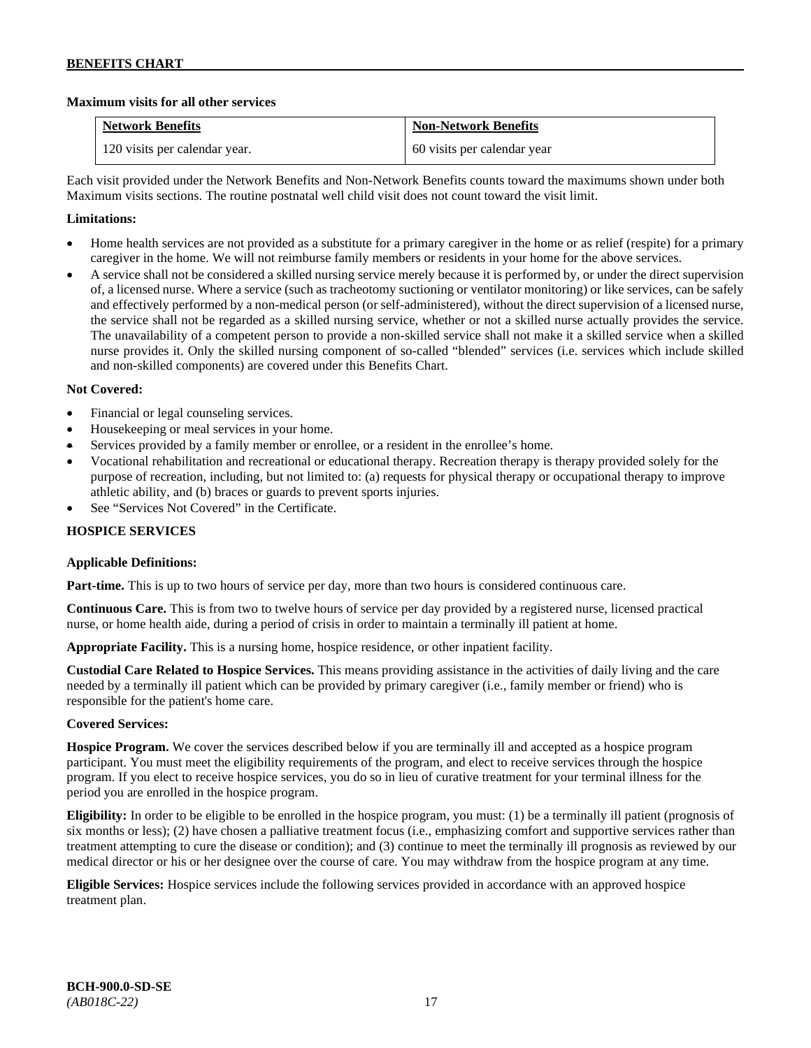**Maximum visits for all other services**

| Network Benefits | Non-Network Benefits |
| --- | --- |
| 120 visits per calendar year. | 60 visits per calendar year |

Each visit provided under the Network Benefits and Non-Network Benefits counts toward the maximums shown under both Maximum visits sections. The routine postnatal well child visit does not count toward the visit limit.

**Limitations:**

- Home health services are not provided as a substitute for a primary caregiver in the home or as relief (respite) for a primary caregiver in the home. We will not reimburse family members or residents in your home for the above services.
- A service shall not be considered a skilled nursing service merely because it is performed by, or under the direct supervision of, a licensed nurse. Where a service (such as tracheotomy suctioning or ventilator monitoring) or like services, can be safely and effectively performed by a non-medical person (or self-administered), without the direct supervision of a licensed nurse, the service shall not be regarded as a skilled nursing service, whether or not a skilled nurse actually provides the service. The unavailability of a competent person to provide a non-skilled service shall not make it a skilled service when a skilled nurse provides it. Only the skilled nursing component of so-called "blended" services (i.e. services which include skilled and non-skilled components) are covered under this Benefits Chart.

**Not Covered:**

- Financial or legal counseling services.
- Housekeeping or meal services in your home.
- Services provided by a family member or enrollee, or a resident in the enrollee's home.
- Vocational rehabilitation and recreational or educational therapy. Recreation therapy is therapy provided solely for the purpose of recreation, including, but not limited to: (a) requests for physical therapy or occupational therapy to improve athletic ability, and (b) braces or guards to prevent sports injuries.
- See "Services Not Covered" in the Certificate.

**HOSPICE SERVICES**

**Applicable Definitions:**

**Part-time.** This is up to two hours of service per day, more than two hours is considered continuous care.

**Continuous Care.** This is from two to twelve hours of service per day provided by a registered nurse, licensed practical nurse, or home health aide, during a period of crisis in order to maintain a terminally ill patient at home.

**Appropriate Facility.** This is a nursing home, hospice residence, or other inpatient facility.

**Custodial Care Related to Hospice Services.** This means providing assistance in the activities of daily living and the care needed by a terminally ill patient which can be provided by primary caregiver (i.e., family member or friend) who is responsible for the patient's home care.

**Covered Services:**

**Hospice Program.** We cover the services described below if you are terminally ill and accepted as a hospice program participant. You must meet the eligibility requirements of the program, and elect to receive services through the hospice program. If you elect to receive hospice services, you do so in lieu of curative treatment for your terminal illness for the period you are enrolled in the hospice program.

**Eligibility:** In order to be eligible to be enrolled in the hospice program, you must: (1) be a terminally ill patient (prognosis of six months or less); (2) have chosen a palliative treatment focus (i.e., emphasizing comfort and supportive services rather than treatment attempting to cure the disease or condition); and (3) continue to meet the terminally ill prognosis as reviewed by our medical director or his or her designee over the course of care. You may withdraw from the hospice program at any time.

**Eligible Services:** Hospice services include the following services provided in accordance with an approved hospice treatment plan.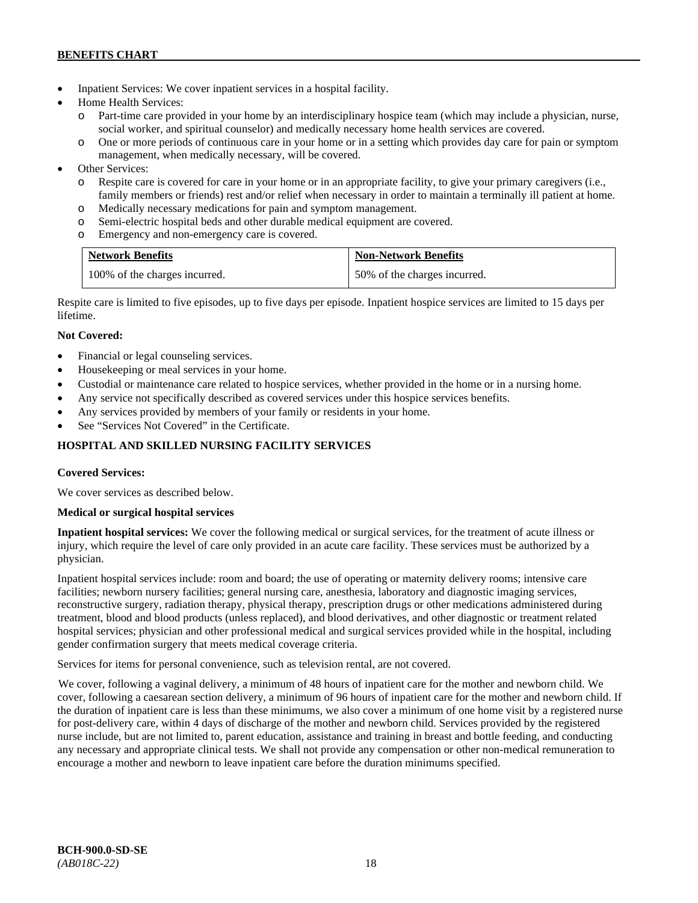- Inpatient Services: We cover inpatient services in a hospital facility.
- Home Health Services:
  - Part-time care provided in your home by an interdisciplinary hospice team (which may include a physician, nurse, social worker, and spiritual counselor) and medically necessary home health services are covered.
  - One or more periods of continuous care in your home or in a setting which provides day care for pain or symptom management, when medically necessary, will be covered.
- Other Services:
  - Respite care is covered for care in your home or in an appropriate facility, to give your primary caregivers (i.e., family members or friends) rest and/or relief when necessary in order to maintain a terminally ill patient at home.
  - Medically necessary medications for pain and symptom management.
  - Semi-electric hospital beds and other durable medical equipment are covered.
  - Emergency and non-emergency care is covered.

| Network Benefits | Non-Network Benefits |
|---|---|
| 100% of the charges incurred. | 50% of the charges incurred. |

Respite care is limited to five episodes, up to five days per episode. Inpatient hospice services are limited to 15 days per lifetime.

**Not Covered:**

- Financial or legal counseling services.
- Housekeeping or meal services in your home.
- Custodial or maintenance care related to hospice services, whether provided in the home or in a nursing home.
- Any service not specifically described as covered services under this hospice services benefits.
- Any services provided by members of your family or residents in your home.
- See "Services Not Covered" in the Certificate.

## HOSPITAL AND SKILLED NURSING FACILITY SERVICES

**Covered Services:**

We cover services as described below.

**Medical or surgical hospital services**

**Inpatient hospital services:** We cover the following medical or surgical services, for the treatment of acute illness or injury, which require the level of care only provided in an acute care facility. These services must be authorized by a physician.

Inpatient hospital services include: room and board; the use of operating or maternity delivery rooms; intensive care facilities; newborn nursery facilities; general nursing care, anesthesia, laboratory and diagnostic imaging services, reconstructive surgery, radiation therapy, physical therapy, prescription drugs or other medications administered during treatment, blood and blood products (unless replaced), and blood derivatives, and other diagnostic or treatment related hospital services; physician and other professional medical and surgical services provided while in the hospital, including gender confirmation surgery that meets medical coverage criteria.

Services for items for personal convenience, such as television rental, are not covered.

We cover, following a vaginal delivery, a minimum of 48 hours of inpatient care for the mother and newborn child. We cover, following a caesarean section delivery, a minimum of 96 hours of inpatient care for the mother and newborn child. If the duration of inpatient care is less than these minimums, we also cover a minimum of one home visit by a registered nurse for post-delivery care, within 4 days of discharge of the mother and newborn child. Services provided by the registered nurse include, but are not limited to, parent education, assistance and training in breast and bottle feeding, and conducting any necessary and appropriate clinical tests. We shall not provide any compensation or other non-medical remuneration to encourage a mother and newborn to leave inpatient care before the duration minimums specified.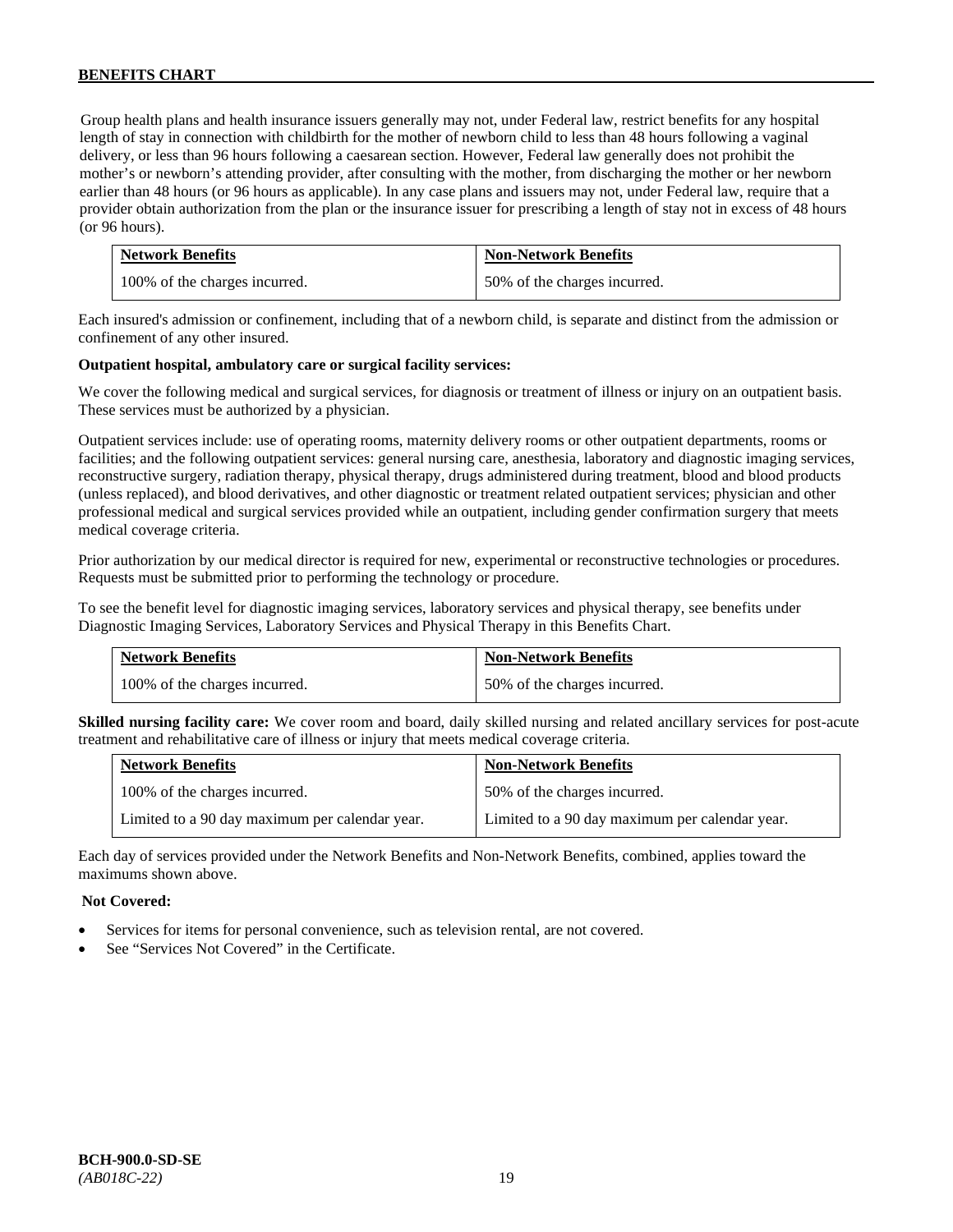Group health plans and health insurance issuers generally may not, under Federal law, restrict benefits for any hospital length of stay in connection with childbirth for the mother of newborn child to less than 48 hours following a vaginal delivery, or less than 96 hours following a caesarean section. However, Federal law generally does not prohibit the mother's or newborn's attending provider, after consulting with the mother, from discharging the mother or her newborn earlier than 48 hours (or 96 hours as applicable). In any case plans and issuers may not, under Federal law, require that a provider obtain authorization from the plan or the insurance issuer for prescribing a length of stay not in excess of 48 hours (or 96 hours).

| Network Benefits | Non-Network Benefits |
|---|---|
| 100% of the charges incurred. | 50% of the charges incurred. |

Each insured's admission or confinement, including that of a newborn child, is separate and distinct from the admission or confinement of any other insured.

**Outpatient hospital, ambulatory care or surgical facility services:**

We cover the following medical and surgical services, for diagnosis or treatment of illness or injury on an outpatient basis. These services must be authorized by a physician.

Outpatient services include: use of operating rooms, maternity delivery rooms or other outpatient departments, rooms or facilities; and the following outpatient services: general nursing care, anesthesia, laboratory and diagnostic imaging services, reconstructive surgery, radiation therapy, physical therapy, drugs administered during treatment, blood and blood products (unless replaced), and blood derivatives, and other diagnostic or treatment related outpatient services; physician and other professional medical and surgical services provided while an outpatient, including gender confirmation surgery that meets medical coverage criteria.

Prior authorization by our medical director is required for new, experimental or reconstructive technologies or procedures. Requests must be submitted prior to performing the technology or procedure.

To see the benefit level for diagnostic imaging services, laboratory services and physical therapy, see benefits under Diagnostic Imaging Services, Laboratory Services and Physical Therapy in this Benefits Chart.

| Network Benefits | Non-Network Benefits |
|---|---|
| 100% of the charges incurred. | 50% of the charges incurred. |

**Skilled nursing facility care:** We cover room and board, daily skilled nursing and related ancillary services for post-acute treatment and rehabilitative care of illness or injury that meets medical coverage criteria.

| Network Benefits | Non-Network Benefits |
|---|---|
| 100% of the charges incurred. | 50% of the charges incurred. |
| Limited to a 90 day maximum per calendar year. | Limited to a 90 day maximum per calendar year. |

Each day of services provided under the Network Benefits and Non-Network Benefits, combined, applies toward the maximums shown above.

**Not Covered:**

- Services for items for personal convenience, such as television rental, are not covered.
- See "Services Not Covered" in the Certificate.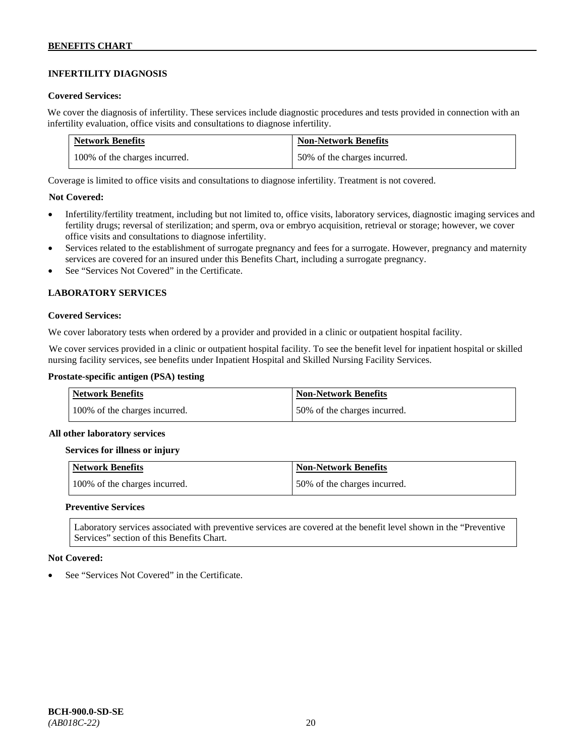## INFERTILITY DIAGNOSIS

**Covered Services:**

We cover the diagnosis of infertility. These services include diagnostic procedures and tests provided in connection with an infertility evaluation, office visits and consultations to diagnose infertility.

| Network Benefits | Non-Network Benefits |
|---|---|
| 100% of the charges incurred. | 50% of the charges incurred. |

Coverage is limited to office visits and consultations to diagnose infertility. Treatment is not covered.

**Not Covered:**

- Infertility/fertility treatment, including but not limited to, office visits, laboratory services, diagnostic imaging services and fertility drugs; reversal of sterilization; and sperm, ova or embryo acquisition, retrieval or storage; however, we cover office visits and consultations to diagnose infertility.
- Services related to the establishment of surrogate pregnancy and fees for a surrogate. However, pregnancy and maternity services are covered for an insured under this Benefits Chart, including a surrogate pregnancy.
- See "Services Not Covered" in the Certificate.

## LABORATORY SERVICES

**Covered Services:**

We cover laboratory tests when ordered by a provider and provided in a clinic or outpatient hospital facility.

We cover services provided in a clinic or outpatient hospital facility. To see the benefit level for inpatient hospital or skilled nursing facility services, see benefits under Inpatient Hospital and Skilled Nursing Facility Services.

**Prostate-specific antigen (PSA) testing**

| Network Benefits | Non-Network Benefits |
|---|---|
| 100% of the charges incurred. | 50% of the charges incurred. |

**All other laboratory services**

**Services for illness or injury**

| Network Benefits | Non-Network Benefits |
|---|---|
| 100% of the charges incurred. | 50% of the charges incurred. |

**Preventive Services**

Laboratory services associated with preventive services are covered at the benefit level shown in the "Preventive Services" section of this Benefits Chart.

**Not Covered:**

- See "Services Not Covered" in the Certificate.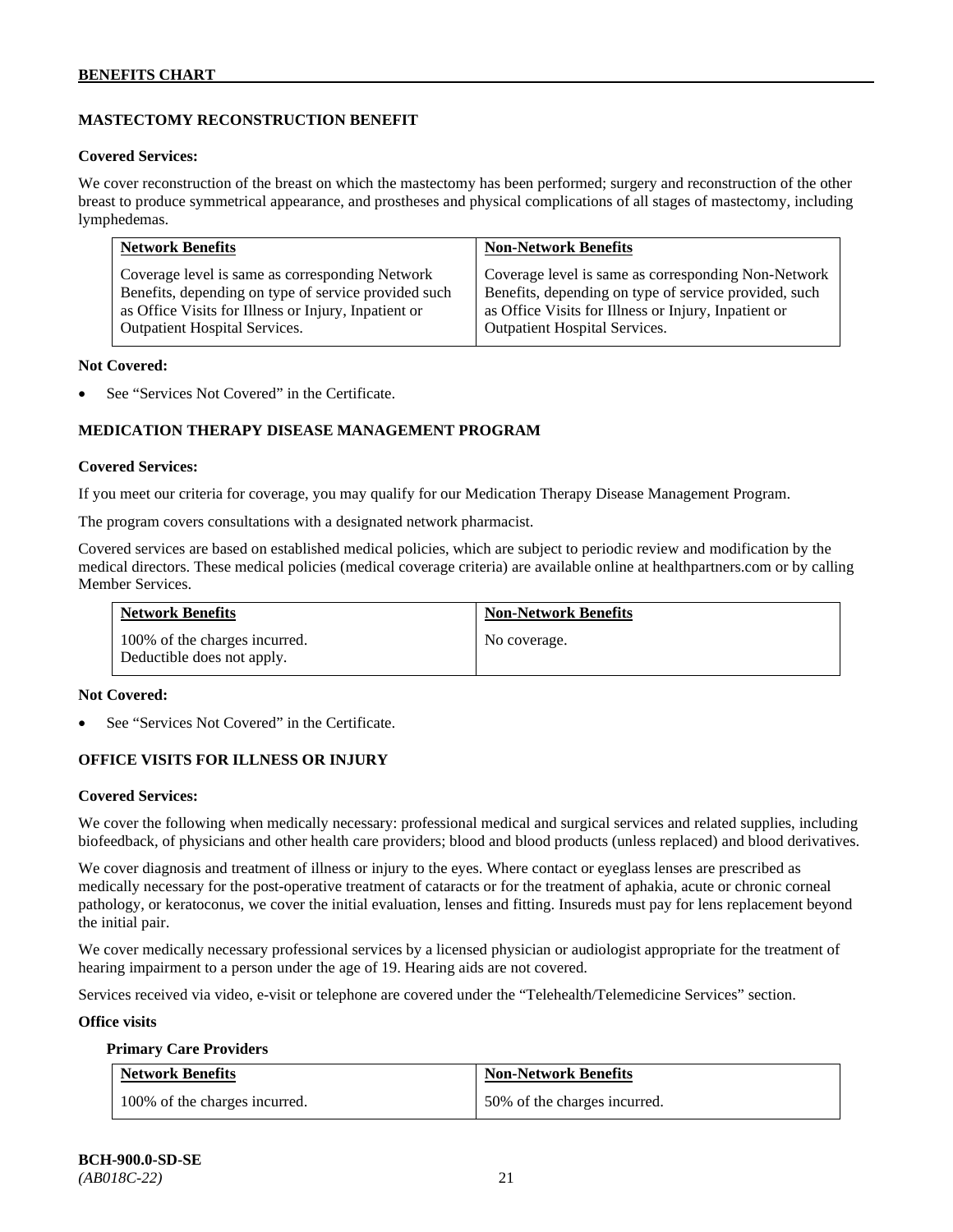### MASTECTOMY RECONSTRUCTION BENEFIT

**Covered Services:**

We cover reconstruction of the breast on which the mastectomy has been performed; surgery and reconstruction of the other breast to produce symmetrical appearance, and prostheses and physical complications of all stages of mastectomy, including lymphedemas.

| Network Benefits | Non-Network Benefits |
|---|---|
| Coverage level is same as corresponding Network Benefits, depending on type of service provided such as Office Visits for Illness or Injury, Inpatient or Outpatient Hospital Services. | Coverage level is same as corresponding Non-Network Benefits, depending on type of service provided, such as Office Visits for Illness or Injury, Inpatient or Outpatient Hospital Services. |

**Not Covered:**

- See "Services Not Covered" in the Certificate.

### MEDICATION THERAPY DISEASE MANAGEMENT PROGRAM

**Covered Services:**

If you meet our criteria for coverage, you may qualify for our Medication Therapy Disease Management Program.

The program covers consultations with a designated network pharmacist.

Covered services are based on established medical policies, which are subject to periodic review and modification by the medical directors. These medical policies (medical coverage criteria) are available online at healthpartners.com or by calling Member Services.

| Network Benefits | Non-Network Benefits |
|---|---|
| 100% of the charges incurred. Deductible does not apply. | No coverage. |

**Not Covered:**

- See "Services Not Covered" in the Certificate.

### OFFICE VISITS FOR ILLNESS OR INJURY

**Covered Services:**

We cover the following when medically necessary: professional medical and surgical services and related supplies, including biofeedback, of physicians and other health care providers; blood and blood products (unless replaced) and blood derivatives.

We cover diagnosis and treatment of illness or injury to the eyes. Where contact or eyeglass lenses are prescribed as medically necessary for the post-operative treatment of cataracts or for the treatment of aphakia, acute or chronic corneal pathology, or keratoconus, we cover the initial evaluation, lenses and fitting. Insureds must pay for lens replacement beyond the initial pair.

We cover medically necessary professional services by a licensed physician or audiologist appropriate for the treatment of hearing impairment to a person under the age of 19. Hearing aids are not covered.

Services received via video, e-visit or telephone are covered under the "Telehealth/Telemedicine Services" section.

**Office visits**

**Primary Care Providers**

| Network Benefits | Non-Network Benefits |
|---|---|
| 100% of the charges incurred. | 50% of the charges incurred. |

**BCH-900.0-SD-SE**
*(AB018C-22)*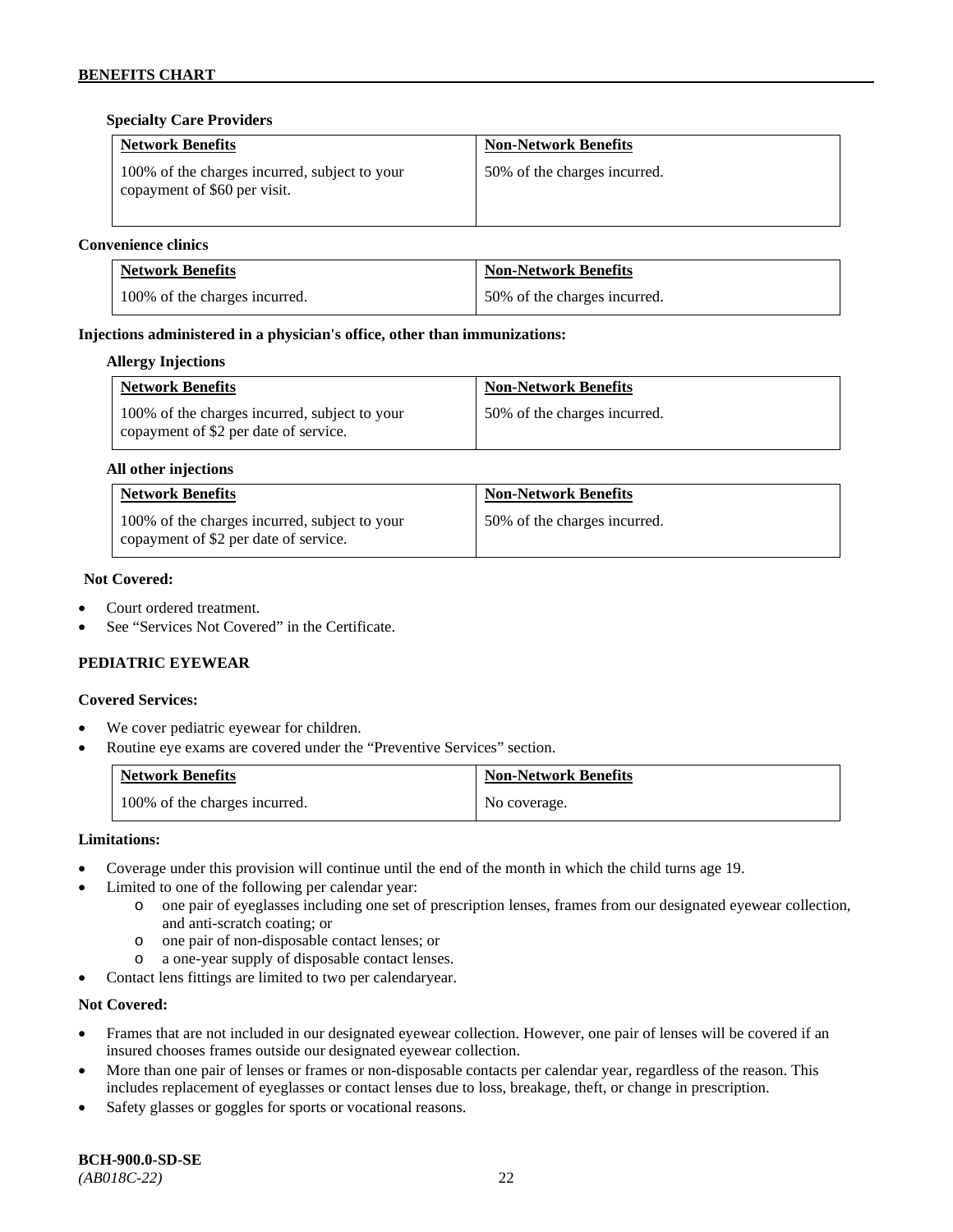**Specialty Care Providers**

| Network Benefits | Non-Network Benefits |
|---|---|
| 100% of the charges incurred, subject to your copayment of $60 per visit. | 50% of the charges incurred. |

**Convenience clinics**

| Network Benefits | Non-Network Benefits |
|---|---|
| 100% of the charges incurred. | 50% of the charges incurred. |

**Injections administered in a physician's office, other than immunizations:**

**Allergy Injections**

| Network Benefits | Non-Network Benefits |
|---|---|
| 100% of the charges incurred, subject to your copayment of $2 per date of service. | 50% of the charges incurred. |

**All other injections**

| Network Benefits | Non-Network Benefits |
|---|---|
| 100% of the charges incurred, subject to your copayment of $2 per date of service. | 50% of the charges incurred. |

**Not Covered:**

- Court ordered treatment.
- See "Services Not Covered" in the Certificate.

## PEDIATRIC EYEWEAR

**Covered Services:**

- We cover pediatric eyewear for children.
- Routine eye exams are covered under the "Preventive Services" section.

| Network Benefits | Non-Network Benefits |
|---|---|
| 100% of the charges incurred. | No coverage. |

**Limitations:**

- Coverage under this provision will continue until the end of the month in which the child turns age 19.
- Limited to one of the following per calendar year:
  - o one pair of eyeglasses including one set of prescription lenses, frames from our designated eyewear collection, and anti-scratch coating; or
  - o one pair of non-disposable contact lenses; or
  - o a one-year supply of disposable contact lenses.
- Contact lens fittings are limited to two per calendaryear.

**Not Covered:**

- Frames that are not included in our designated eyewear collection. However, one pair of lenses will be covered if an insured chooses frames outside our designated eyewear collection.
- More than one pair of lenses or frames or non-disposable contacts per calendar year, regardless of the reason. This includes replacement of eyeglasses or contact lenses due to loss, breakage, theft, or change in prescription.
- Safety glasses or goggles for sports or vocational reasons.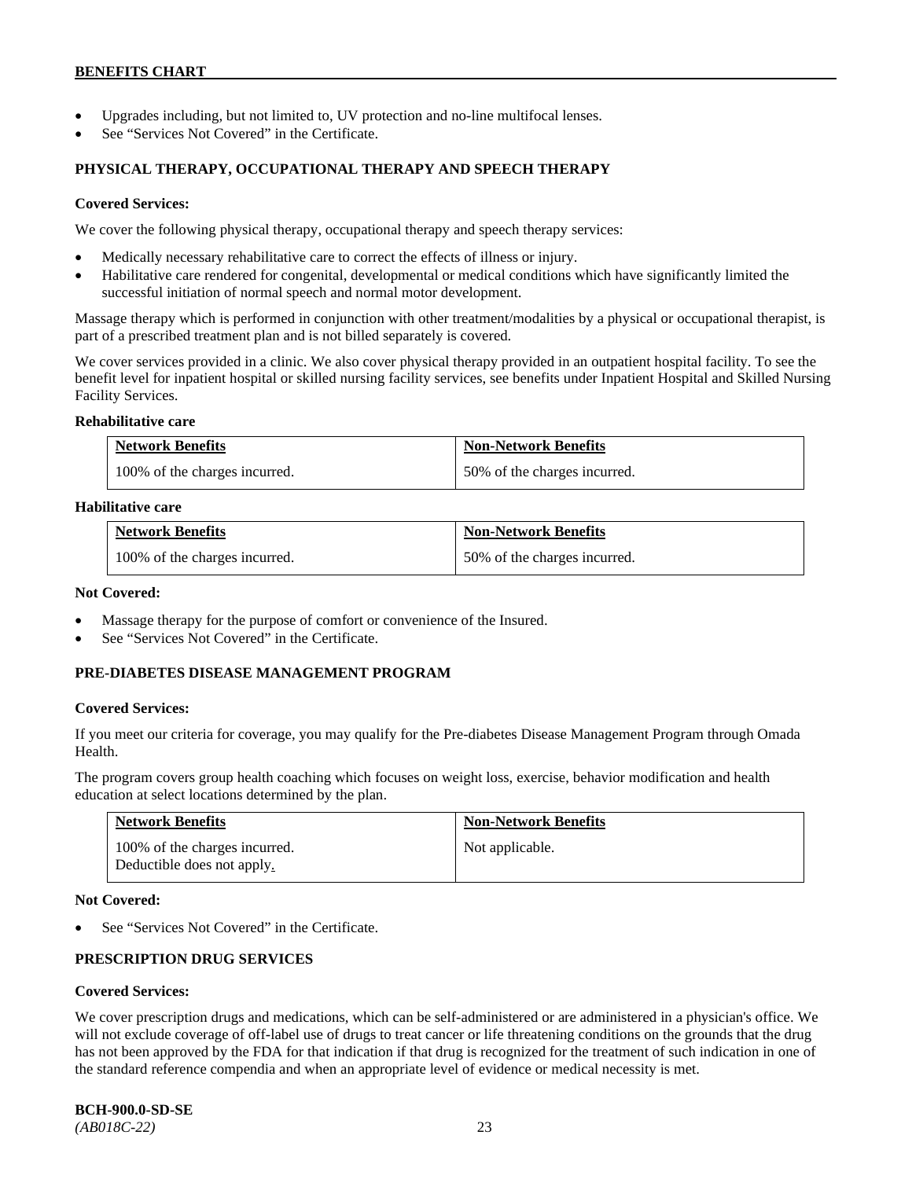- Upgrades including, but not limited to, UV protection and no-line multifocal lenses.
- See "Services Not Covered" in the Certificate.

## PHYSICAL THERAPY, OCCUPATIONAL THERAPY AND SPEECH THERAPY

**Covered Services:**

We cover the following physical therapy, occupational therapy and speech therapy services:

- Medically necessary rehabilitative care to correct the effects of illness or injury.
- Habilitative care rendered for congenital, developmental or medical conditions which have significantly limited the successful initiation of normal speech and normal motor development.

Massage therapy which is performed in conjunction with other treatment/modalities by a physical or occupational therapist, is part of a prescribed treatment plan and is not billed separately is covered.

We cover services provided in a clinic. We also cover physical therapy provided in an outpatient hospital facility. To see the benefit level for inpatient hospital or skilled nursing facility services, see benefits under Inpatient Hospital and Skilled Nursing Facility Services.

**Rehabilitative care**

| Network Benefits | Non-Network Benefits |
| --- | --- |
| 100% of the charges incurred. | 50% of the charges incurred. |

**Habilitative care**

| Network Benefits | Non-Network Benefits |
| --- | --- |
| 100% of the charges incurred. | 50% of the charges incurred. |

**Not Covered:**

- Massage therapy for the purpose of comfort or convenience of the Insured.
- See "Services Not Covered" in the Certificate.

## PRE-DIABETES DISEASE MANAGEMENT PROGRAM

**Covered Services:**

If you meet our criteria for coverage, you may qualify for the Pre-diabetes Disease Management Program through Omada Health.

The program covers group health coaching which focuses on weight loss, exercise, behavior modification and health education at select locations determined by the plan.

| Network Benefits | Non-Network Benefits |
| --- | --- |
| 100% of the charges incurred. Deductible does not apply. | Not applicable. |

**Not Covered:**

- See "Services Not Covered" in the Certificate.

## PRESCRIPTION DRUG SERVICES

**Covered Services:**

We cover prescription drugs and medications, which can be self-administered or are administered in a physician's office. We will not exclude coverage of off-label use of drugs to treat cancer or life threatening conditions on the grounds that the drug has not been approved by the FDA for that indication if that drug is recognized for the treatment of such indication in one of the standard reference compendia and when an appropriate level of evidence or medical necessity is met.

**BCH-900.0-SD-SE**
*(AB018C-22)*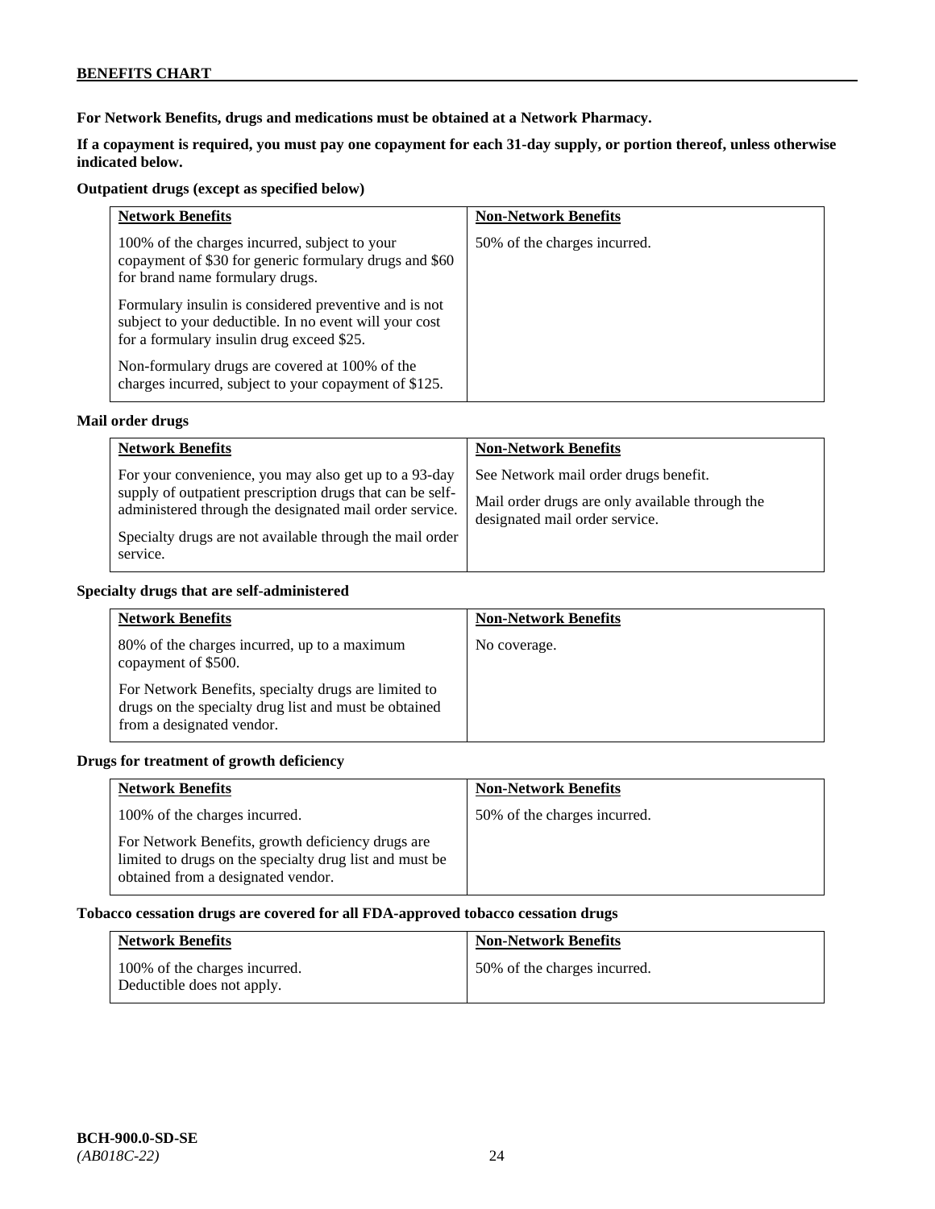**For Network Benefits, drugs and medications must be obtained at a Network Pharmacy.**

**If a copayment is required, you must pay one copayment for each 31-day supply, or portion thereof, unless otherwise indicated below.**

**Outpatient drugs (except as specified below)**

| Network Benefits | Non-Network Benefits |
|---|---|
| 100% of the charges incurred, subject to your copayment of $30 for generic formulary drugs and $60 for brand name formulary drugs.<br><br>Formulary insulin is considered preventive and is not subject to your deductible. In no event will your cost for a formulary insulin drug exceed $25.<br><br>Non-formulary drugs are covered at 100% of the charges incurred, subject to your copayment of $125. | 50% of the charges incurred. |

**Mail order drugs**

| Network Benefits | Non-Network Benefits |
|---|---|
| For your convenience, you may also get up to a 93-day supply of outpatient prescription drugs that can be self-administered through the designated mail order service.<br><br>Specialty drugs are not available through the mail order service. | See Network mail order drugs benefit.<br><br>Mail order drugs are only available through the designated mail order service. |

**Specialty drugs that are self-administered**

| Network Benefits | Non-Network Benefits |
|---|---|
| 80% of the charges incurred, up to a maximum copayment of $500.<br><br>For Network Benefits, specialty drugs are limited to drugs on the specialty drug list and must be obtained from a designated vendor. | No coverage. |

**Drugs for treatment of growth deficiency**

| Network Benefits | Non-Network Benefits |
|---|---|
| 100% of the charges incurred.<br><br>For Network Benefits, growth deficiency drugs are limited to drugs on the specialty drug list and must be obtained from a designated vendor. | 50% of the charges incurred. |

**Tobacco cessation drugs are covered for all FDA-approved tobacco cessation drugs**

| Network Benefits | Non-Network Benefits |
|---|---|
| 100% of the charges incurred.<br>Deductible does not apply. | 50% of the charges incurred. |

**BCH-900.0-SD-SE**
*(AB018C-22)*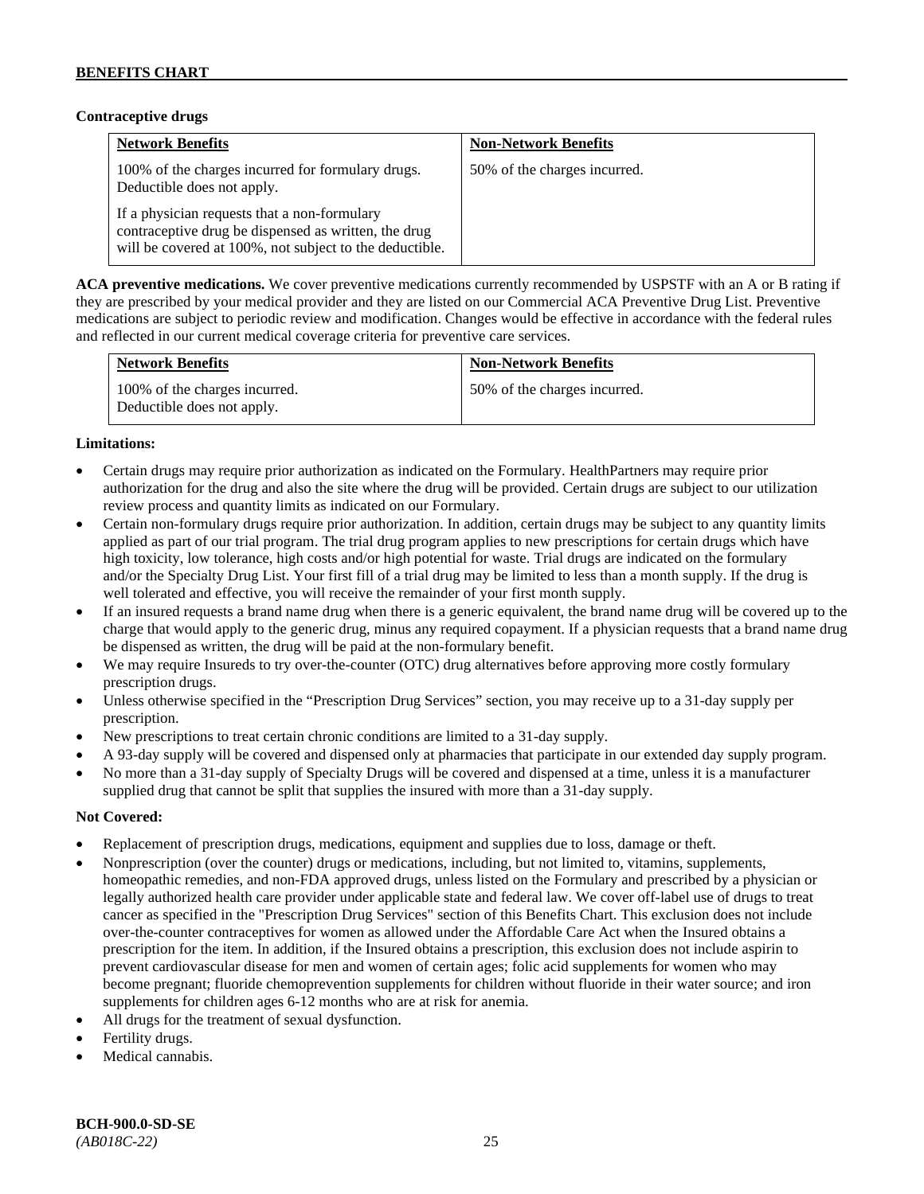**Contraceptive drugs**

| Network Benefits | Non-Network Benefits |
| --- | --- |
| 100% of the charges incurred for formulary drugs. Deductible does not apply.<br><br>If a physician requests that a non-formulary contraceptive drug be dispensed as written, the drug will be covered at 100%, not subject to the deductible. | 50% of the charges incurred. |

**ACA preventive medications.** We cover preventive medications currently recommended by USPSTF with an A or B rating if they are prescribed by your medical provider and they are listed on our Commercial ACA Preventive Drug List. Preventive medications are subject to periodic review and modification. Changes would be effective in accordance with the federal rules and reflected in our current medical coverage criteria for preventive care services.

| Network Benefits | Non-Network Benefits |
| --- | --- |
| 100% of the charges incurred. Deductible does not apply. | 50% of the charges incurred. |

**Limitations:**

- Certain drugs may require prior authorization as indicated on the Formulary. HealthPartners may require prior authorization for the drug and also the site where the drug will be provided. Certain drugs are subject to our utilization review process and quantity limits as indicated on our Formulary.
- Certain non-formulary drugs require prior authorization. In addition, certain drugs may be subject to any quantity limits applied as part of our trial program. The trial drug program applies to new prescriptions for certain drugs which have high toxicity, low tolerance, high costs and/or high potential for waste. Trial drugs are indicated on the formulary and/or the Specialty Drug List. Your first fill of a trial drug may be limited to less than a month supply. If the drug is well tolerated and effective, you will receive the remainder of your first month supply.
- If an insured requests a brand name drug when there is a generic equivalent, the brand name drug will be covered up to the charge that would apply to the generic drug, minus any required copayment. If a physician requests that a brand name drug be dispensed as written, the drug will be paid at the non-formulary benefit.
- We may require Insureds to try over-the-counter (OTC) drug alternatives before approving more costly formulary prescription drugs.
- Unless otherwise specified in the "Prescription Drug Services" section, you may receive up to a 31-day supply per prescription.
- New prescriptions to treat certain chronic conditions are limited to a 31-day supply.
- A 93-day supply will be covered and dispensed only at pharmacies that participate in our extended day supply program.
- No more than a 31-day supply of Specialty Drugs will be covered and dispensed at a time, unless it is a manufacturer supplied drug that cannot be split that supplies the insured with more than a 31-day supply.

**Not Covered:**

- Replacement of prescription drugs, medications, equipment and supplies due to loss, damage or theft.
- Nonprescription (over the counter) drugs or medications, including, but not limited to, vitamins, supplements, homeopathic remedies, and non-FDA approved drugs, unless listed on the Formulary and prescribed by a physician or legally authorized health care provider under applicable state and federal law. We cover off-label use of drugs to treat cancer as specified in the "Prescription Drug Services" section of this Benefits Chart. This exclusion does not include over-the-counter contraceptives for women as allowed under the Affordable Care Act when the Insured obtains a prescription for the item. In addition, if the Insured obtains a prescription, this exclusion does not include aspirin to prevent cardiovascular disease for men and women of certain ages; folic acid supplements for women who may become pregnant; fluoride chemoprevention supplements for children without fluoride in their water source; and iron supplements for children ages 6-12 months who are at risk for anemia.
- All drugs for the treatment of sexual dysfunction.
- Fertility drugs.
- Medical cannabis.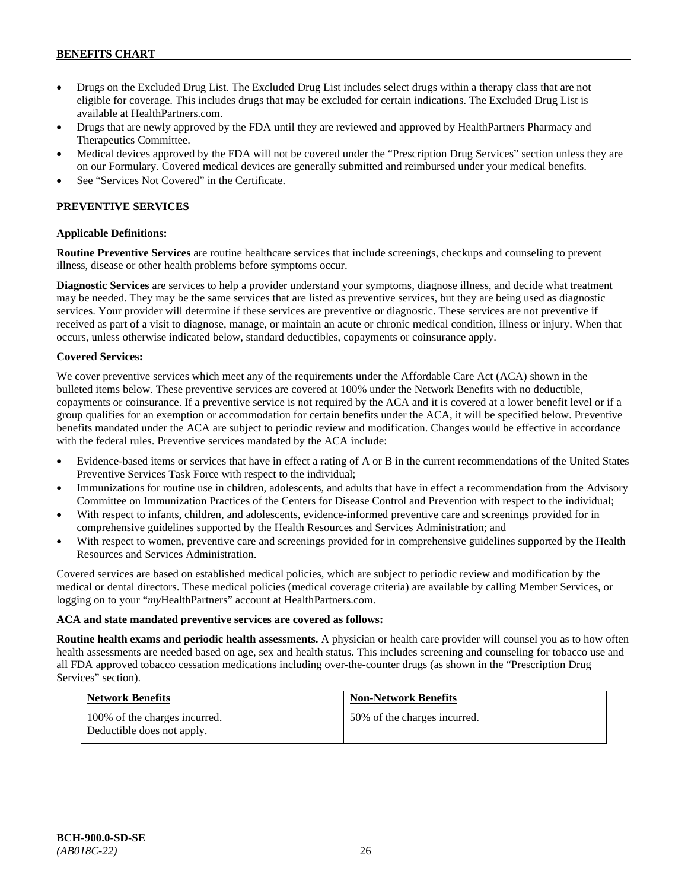- Drugs on the Excluded Drug List. The Excluded Drug List includes select drugs within a therapy class that are not eligible for coverage. This includes drugs that may be excluded for certain indications. The Excluded Drug List is available at HealthPartners.com.
- Drugs that are newly approved by the FDA until they are reviewed and approved by HealthPartners Pharmacy and Therapeutics Committee.
- Medical devices approved by the FDA will not be covered under the "Prescription Drug Services" section unless they are on our Formulary. Covered medical devices are generally submitted and reimbursed under your medical benefits.
- See "Services Not Covered" in the Certificate.

## PREVENTIVE SERVICES

### Applicable Definitions:

**Routine Preventive Services** are routine healthcare services that include screenings, checkups and counseling to prevent illness, disease or other health problems before symptoms occur.

**Diagnostic Services** are services to help a provider understand your symptoms, diagnose illness, and decide what treatment may be needed. They may be the same services that are listed as preventive services, but they are being used as diagnostic services. Your provider will determine if these services are preventive or diagnostic. These services are not preventive if received as part of a visit to diagnose, manage, or maintain an acute or chronic medical condition, illness or injury. When that occurs, unless otherwise indicated below, standard deductibles, copayments or coinsurance apply.

### Covered Services:

We cover preventive services which meet any of the requirements under the Affordable Care Act (ACA) shown in the bulleted items below. These preventive services are covered at 100% under the Network Benefits with no deductible, copayments or coinsurance. If a preventive service is not required by the ACA and it is covered at a lower benefit level or if a group qualifies for an exemption or accommodation for certain benefits under the ACA, it will be specified below. Preventive benefits mandated under the ACA are subject to periodic review and modification. Changes would be effective in accordance with the federal rules. Preventive services mandated by the ACA include:

- Evidence-based items or services that have in effect a rating of A or B in the current recommendations of the United States Preventive Services Task Force with respect to the individual;
- Immunizations for routine use in children, adolescents, and adults that have in effect a recommendation from the Advisory Committee on Immunization Practices of the Centers for Disease Control and Prevention with respect to the individual;
- With respect to infants, children, and adolescents, evidence-informed preventive care and screenings provided for in comprehensive guidelines supported by the Health Resources and Services Administration; and
- With respect to women, preventive care and screenings provided for in comprehensive guidelines supported by the Health Resources and Services Administration.

Covered services are based on established medical policies, which are subject to periodic review and modification by the medical or dental directors. These medical policies (medical coverage criteria) are available by calling Member Services, or logging on to your "*my*HealthPartners" account at HealthPartners.com.

**ACA and state mandated preventive services are covered as follows:**

**Routine health exams and periodic health assessments.** A physician or health care provider will counsel you as to how often health assessments are needed based on age, sex and health status. This includes screening and counseling for tobacco use and all FDA approved tobacco cessation medications including over-the-counter drugs (as shown in the "Prescription Drug Services" section).

| Network Benefits | Non-Network Benefits |
| --- | --- |
| 100% of the charges incurred. Deductible does not apply. | 50% of the charges incurred. |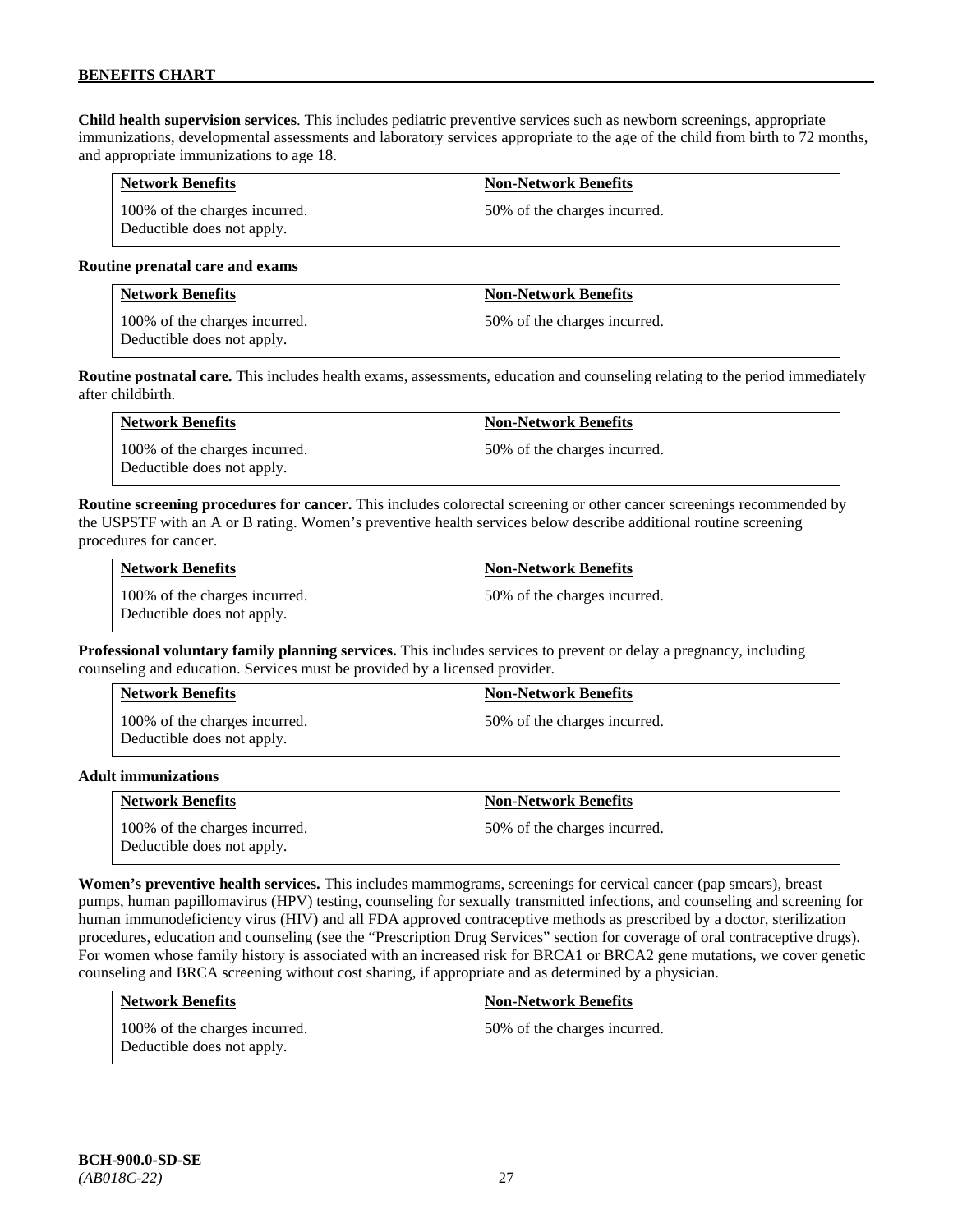**Child health supervision services**. This includes pediatric preventive services such as newborn screenings, appropriate immunizations, developmental assessments and laboratory services appropriate to the age of the child from birth to 72 months, and appropriate immunizations to age 18.

| Network Benefits | Non-Network Benefits |
|---|---|
| 100% of the charges incurred. Deductible does not apply. | 50% of the charges incurred. |

**Routine prenatal care and exams**

| Network Benefits | Non-Network Benefits |
|---|---|
| 100% of the charges incurred. Deductible does not apply. | 50% of the charges incurred. |

**Routine postnatal care.** This includes health exams, assessments, education and counseling relating to the period immediately after childbirth.

| Network Benefits | Non-Network Benefits |
|---|---|
| 100% of the charges incurred. Deductible does not apply. | 50% of the charges incurred. |

**Routine screening procedures for cancer.** This includes colorectal screening or other cancer screenings recommended by the USPSTF with an A or B rating. Women's preventive health services below describe additional routine screening procedures for cancer.

| Network Benefits | Non-Network Benefits |
|---|---|
| 100% of the charges incurred. Deductible does not apply. | 50% of the charges incurred. |

**Professional voluntary family planning services.** This includes services to prevent or delay a pregnancy, including counseling and education. Services must be provided by a licensed provider.

| Network Benefits | Non-Network Benefits |
|---|---|
| 100% of the charges incurred. Deductible does not apply. | 50% of the charges incurred. |

**Adult immunizations**

| Network Benefits | Non-Network Benefits |
|---|---|
| 100% of the charges incurred. Deductible does not apply. | 50% of the charges incurred. |

**Women's preventive health services.** This includes mammograms, screenings for cervical cancer (pap smears), breast pumps, human papillomavirus (HPV) testing, counseling for sexually transmitted infections, and counseling and screening for human immunodeficiency virus (HIV) and all FDA approved contraceptive methods as prescribed by a doctor, sterilization procedures, education and counseling (see the "Prescription Drug Services" section for coverage of oral contraceptive drugs). For women whose family history is associated with an increased risk for BRCA1 or BRCA2 gene mutations, we cover genetic counseling and BRCA screening without cost sharing, if appropriate and as determined by a physician.

| Network Benefits | Non-Network Benefits |
|---|---|
| 100% of the charges incurred. Deductible does not apply. | 50% of the charges incurred. |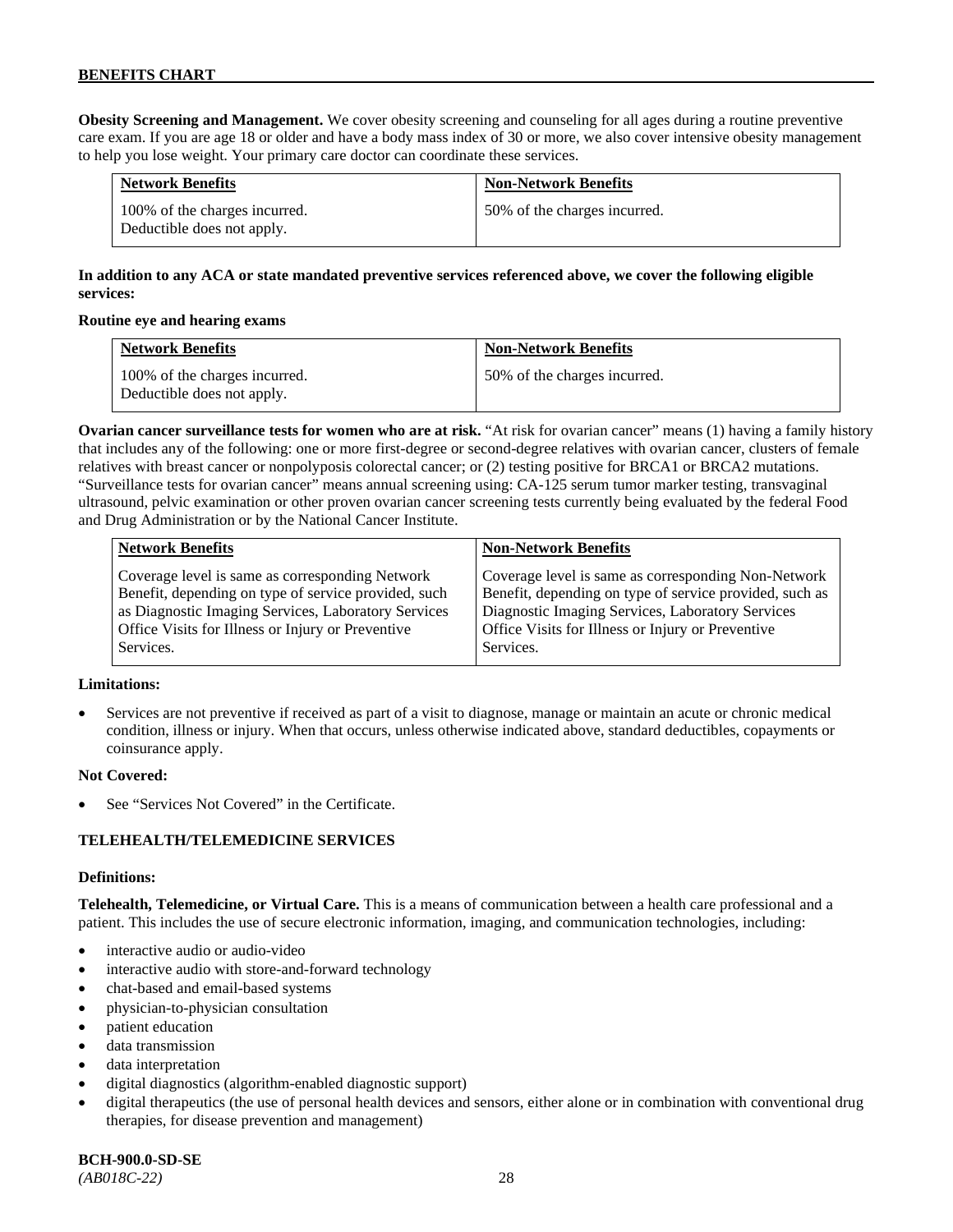**Obesity Screening and Management.** We cover obesity screening and counseling for all ages during a routine preventive care exam. If you are age 18 or older and have a body mass index of 30 or more, we also cover intensive obesity management to help you lose weight. Your primary care doctor can coordinate these services.

| Network Benefits | Non-Network Benefits |
|---|---|
| 100% of the charges incurred. Deductible does not apply. | 50% of the charges incurred. |

**In addition to any ACA or state mandated preventive services referenced above, we cover the following eligible services:**

**Routine eye and hearing exams**

| Network Benefits | Non-Network Benefits |
|---|---|
| 100% of the charges incurred. Deductible does not apply. | 50% of the charges incurred. |

**Ovarian cancer surveillance tests for women who are at risk.** "At risk for ovarian cancer" means (1) having a family history that includes any of the following: one or more first-degree or second-degree relatives with ovarian cancer, clusters of female relatives with breast cancer or nonpolyposis colorectal cancer; or (2) testing positive for BRCA1 or BRCA2 mutations. "Surveillance tests for ovarian cancer" means annual screening using: CA-125 serum tumor marker testing, transvaginal ultrasound, pelvic examination or other proven ovarian cancer screening tests currently being evaluated by the federal Food and Drug Administration or by the National Cancer Institute.

| Network Benefits | Non-Network Benefits |
|---|---|
| Coverage level is same as corresponding Network Benefit, depending on type of service provided, such as Diagnostic Imaging Services, Laboratory Services Office Visits for Illness or Injury or Preventive Services. | Coverage level is same as corresponding Non-Network Benefit, depending on type of service provided, such as Diagnostic Imaging Services, Laboratory Services Office Visits for Illness or Injury or Preventive Services. |

**Limitations:**

- Services are not preventive if received as part of a visit to diagnose, manage or maintain an acute or chronic medical condition, illness or injury. When that occurs, unless otherwise indicated above, standard deductibles, copayments or coinsurance apply.

**Not Covered:**

- See "Services Not Covered" in the Certificate.

## TELEHEALTH/TELEMEDICINE SERVICES

**Definitions:**

**Telehealth, Telemedicine, or Virtual Care.** This is a means of communication between a health care professional and a patient. This includes the use of secure electronic information, imaging, and communication technologies, including:

- interactive audio or audio-video
- interactive audio with store-and-forward technology
- chat-based and email-based systems
- physician-to-physician consultation
- patient education
- data transmission
- data interpretation
- digital diagnostics (algorithm-enabled diagnostic support)
- digital therapeutics (the use of personal health devices and sensors, either alone or in combination with conventional drug therapies, for disease prevention and management)

**BCH-900.0-SD-SE**
*(AB018C-22)*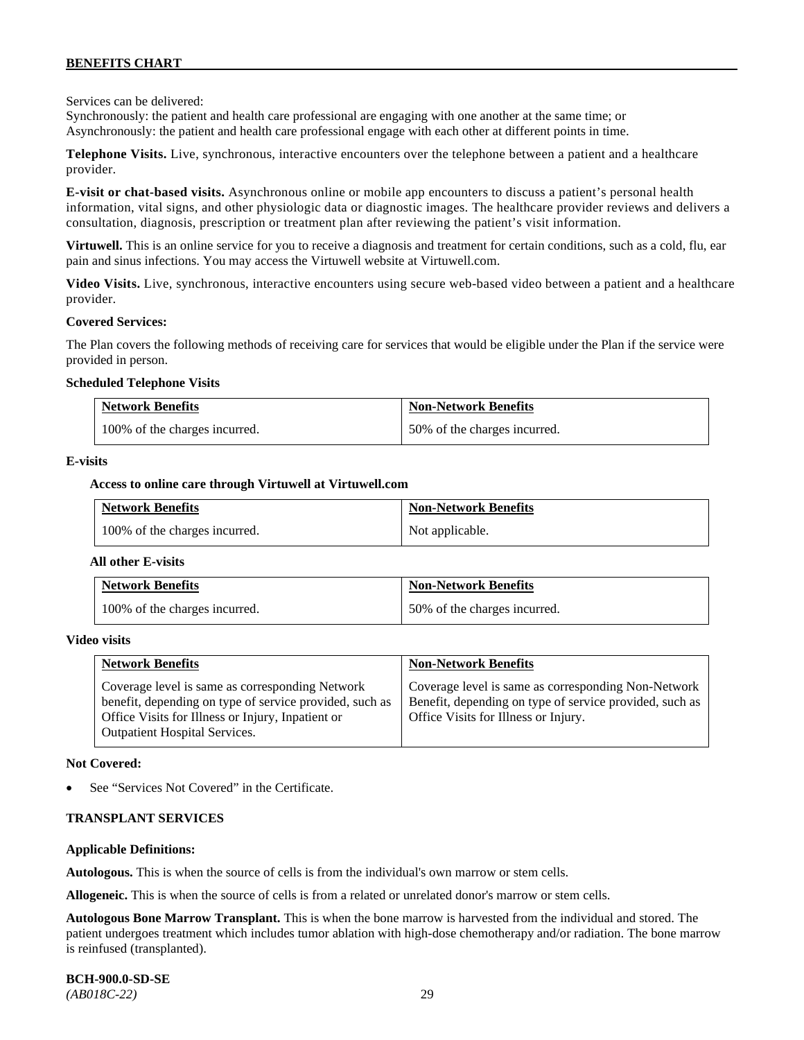Services can be delivered:
Synchronously: the patient and health care professional are engaging with one another at the same time; or
Asynchronously: the patient and health care professional engage with each other at different points in time.

**Telephone Visits.** Live, synchronous, interactive encounters over the telephone between a patient and a healthcare provider.

**E-visit or chat-based visits.** Asynchronous online or mobile app encounters to discuss a patient's personal health information, vital signs, and other physiologic data or diagnostic images. The healthcare provider reviews and delivers a consultation, diagnosis, prescription or treatment plan after reviewing the patient's visit information.

**Virtuwell.** This is an online service for you to receive a diagnosis and treatment for certain conditions, such as a cold, flu, ear pain and sinus infections. You may access the Virtuwell website at Virtuwell.com.

**Video Visits.** Live, synchronous, interactive encounters using secure web-based video between a patient and a healthcare provider.

**Covered Services:**

The Plan covers the following methods of receiving care for services that would be eligible under the Plan if the service were provided in person.

**Scheduled Telephone Visits**

| Network Benefits | Non-Network Benefits |
|---|---|
| 100% of the charges incurred. | 50% of the charges incurred. |

**E-visits**

**Access to online care through Virtuwell at Virtuwell.com**

| Network Benefits | Non-Network Benefits |
|---|---|
| 100% of the charges incurred. | Not applicable. |

**All other E-visits**

| Network Benefits | Non-Network Benefits |
|---|---|
| 100% of the charges incurred. | 50% of the charges incurred. |

**Video visits**

| Network Benefits | Non-Network Benefits |
|---|---|
| Coverage level is same as corresponding Network benefit, depending on type of service provided, such as Office Visits for Illness or Injury, Inpatient or Outpatient Hospital Services. | Coverage level is same as corresponding Non-Network Benefit, depending on type of service provided, such as Office Visits for Illness or Injury. |

**Not Covered:**

- See "Services Not Covered" in the Certificate.

## TRANSPLANT SERVICES

**Applicable Definitions:**

**Autologous.** This is when the source of cells is from the individual's own marrow or stem cells.

**Allogeneic.** This is when the source of cells is from a related or unrelated donor's marrow or stem cells.

**Autologous Bone Marrow Transplant.** This is when the bone marrow is harvested from the individual and stored. The patient undergoes treatment which includes tumor ablation with high-dose chemotherapy and/or radiation. The bone marrow is reinfused (transplanted).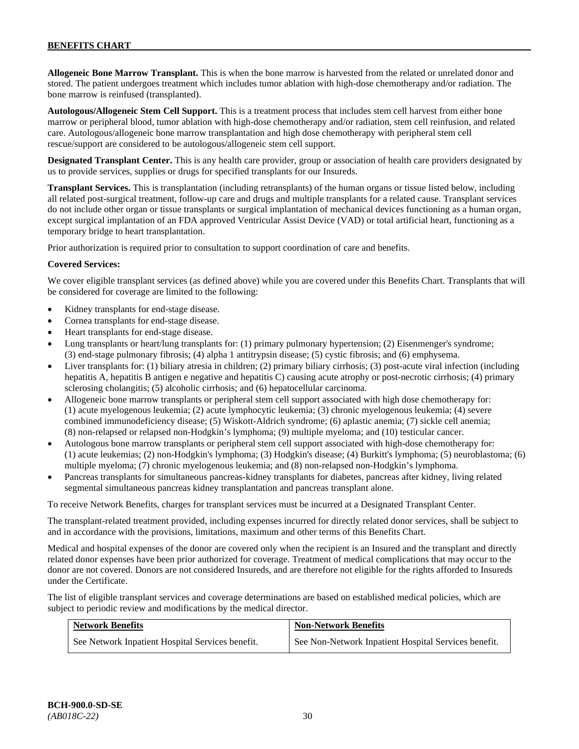**Allogeneic Bone Marrow Transplant.** This is when the bone marrow is harvested from the related or unrelated donor and stored. The patient undergoes treatment which includes tumor ablation with high-dose chemotherapy and/or radiation. The bone marrow is reinfused (transplanted).

**Autologous/Allogeneic Stem Cell Support.** This is a treatment process that includes stem cell harvest from either bone marrow or peripheral blood, tumor ablation with high-dose chemotherapy and/or radiation, stem cell reinfusion, and related care. Autologous/allogeneic bone marrow transplantation and high dose chemotherapy with peripheral stem cell rescue/support are considered to be autologous/allogeneic stem cell support.

**Designated Transplant Center.** This is any health care provider, group or association of health care providers designated by us to provide services, supplies or drugs for specified transplants for our Insureds.

**Transplant Services.** This is transplantation (including retransplants) of the human organs or tissue listed below, including all related post-surgical treatment, follow-up care and drugs and multiple transplants for a related cause. Transplant services do not include other organ or tissue transplants or surgical implantation of mechanical devices functioning as a human organ, except surgical implantation of an FDA approved Ventricular Assist Device (VAD) or total artificial heart, functioning as a temporary bridge to heart transplantation.

Prior authorization is required prior to consultation to support coordination of care and benefits.

**Covered Services:**

We cover eligible transplant services (as defined above) while you are covered under this Benefits Chart. Transplants that will be considered for coverage are limited to the following:

- Kidney transplants for end-stage disease.
- Cornea transplants for end-stage disease.
- Heart transplants for end-stage disease.
- Lung transplants or heart/lung transplants for: (1) primary pulmonary hypertension; (2) Eisenmenger's syndrome; (3) end-stage pulmonary fibrosis; (4) alpha 1 antitrypsin disease; (5) cystic fibrosis; and (6) emphysema.
- Liver transplants for: (1) biliary atresia in children; (2) primary biliary cirrhosis; (3) post-acute viral infection (including hepatitis A, hepatitis B antigen e negative and hepatitis C) causing acute atrophy or post-necrotic cirrhosis; (4) primary sclerosing cholangitis; (5) alcoholic cirrhosis; and (6) hepatocellular carcinoma.
- Allogeneic bone marrow transplants or peripheral stem cell support associated with high dose chemotherapy for: (1) acute myelogenous leukemia; (2) acute lymphocytic leukemia; (3) chronic myelogenous leukemia; (4) severe combined immunodeficiency disease; (5) Wiskott-Aldrich syndrome; (6) aplastic anemia; (7) sickle cell anemia; (8) non-relapsed or relapsed non-Hodgkin's lymphoma; (9) multiple myeloma; and (10) testicular cancer.
- Autologous bone marrow transplants or peripheral stem cell support associated with high-dose chemotherapy for: (1) acute leukemias; (2) non-Hodgkin's lymphoma; (3) Hodgkin's disease; (4) Burkitt's lymphoma; (5) neuroblastoma; (6) multiple myeloma; (7) chronic myelogenous leukemia; and (8) non-relapsed non-Hodgkin's lymphoma.
- Pancreas transplants for simultaneous pancreas-kidney transplants for diabetes, pancreas after kidney, living related segmental simultaneous pancreas kidney transplantation and pancreas transplant alone.

To receive Network Benefits, charges for transplant services must be incurred at a Designated Transplant Center.

The transplant-related treatment provided, including expenses incurred for directly related donor services, shall be subject to and in accordance with the provisions, limitations, maximum and other terms of this Benefits Chart.

Medical and hospital expenses of the donor are covered only when the recipient is an Insured and the transplant and directly related donor expenses have been prior authorized for coverage. Treatment of medical complications that may occur to the donor are not covered. Donors are not considered Insureds, and are therefore not eligible for the rights afforded to Insureds under the Certificate.

The list of eligible transplant services and coverage determinations are based on established medical policies, which are subject to periodic review and modifications by the medical director.

| Network Benefits | Non-Network Benefits |
|---|---|
| See Network Inpatient Hospital Services benefit. | See Non-Network Inpatient Hospital Services benefit. |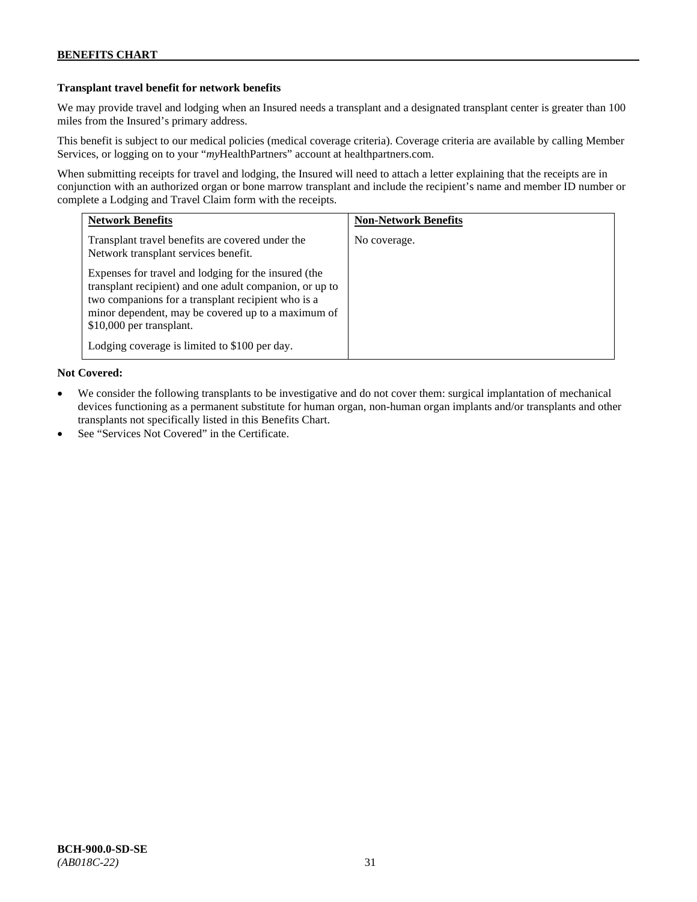**Transplant travel benefit for network benefits**

We may provide travel and lodging when an Insured needs a transplant and a designated transplant center is greater than 100 miles from the Insured's primary address.

This benefit is subject to our medical policies (medical coverage criteria). Coverage criteria are available by calling Member Services, or logging on to your "*my*HealthPartners" account at healthpartners.com.

When submitting receipts for travel and lodging, the Insured will need to attach a letter explaining that the receipts are in conjunction with an authorized organ or bone marrow transplant and include the recipient's name and member ID number or complete a Lodging and Travel Claim form with the receipts.

| Network Benefits | Non-Network Benefits |
|---|---|
| Transplant travel benefits are covered under the Network transplant services benefit.<br><br>Expenses for travel and lodging for the insured (the transplant recipient) and one adult companion, or up to two companions for a transplant recipient who is a minor dependent, may be covered up to a maximum of $10,000 per transplant.<br><br>Lodging coverage is limited to $100 per day. | No coverage. |

**Not Covered:**

- We consider the following transplants to be investigative and do not cover them: surgical implantation of mechanical devices functioning as a permanent substitute for human organ, non-human organ implants and/or transplants and other transplants not specifically listed in this Benefits Chart.
- See "Services Not Covered" in the Certificate.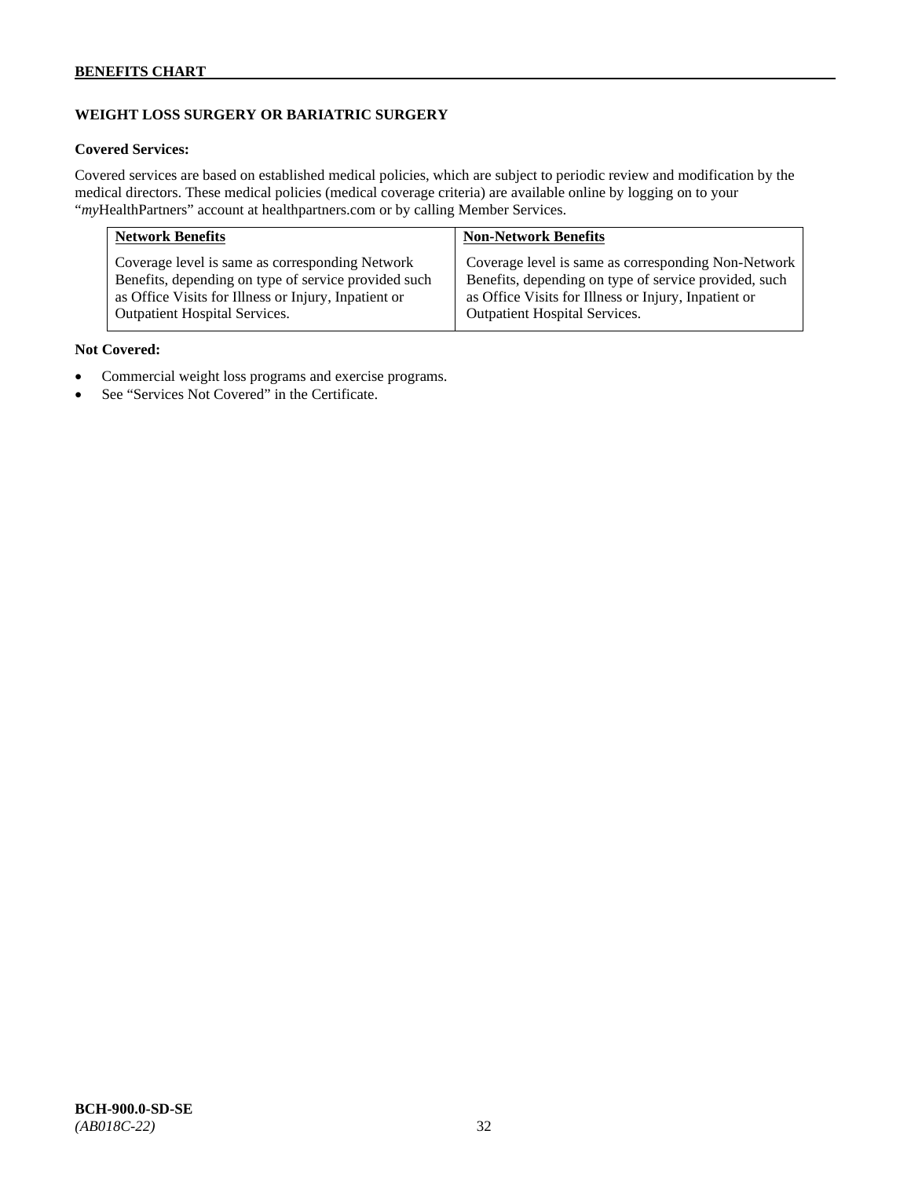## WEIGHT LOSS SURGERY OR BARIATRIC SURGERY

**Covered Services:**

Covered services are based on established medical policies, which are subject to periodic review and modification by the medical directors. These medical policies (medical coverage criteria) are available online by logging on to your "*my*HealthPartners" account at healthpartners.com or by calling Member Services.

| Network Benefits | Non-Network Benefits |
| --- | --- |
| Coverage level is same as corresponding Network Benefits, depending on type of service provided such as Office Visits for Illness or Injury, Inpatient or Outpatient Hospital Services. | Coverage level is same as corresponding Non-Network Benefits, depending on type of service provided, such as Office Visits for Illness or Injury, Inpatient or Outpatient Hospital Services. |

**Not Covered:**

- Commercial weight loss programs and exercise programs.
- See "Services Not Covered" in the Certificate.